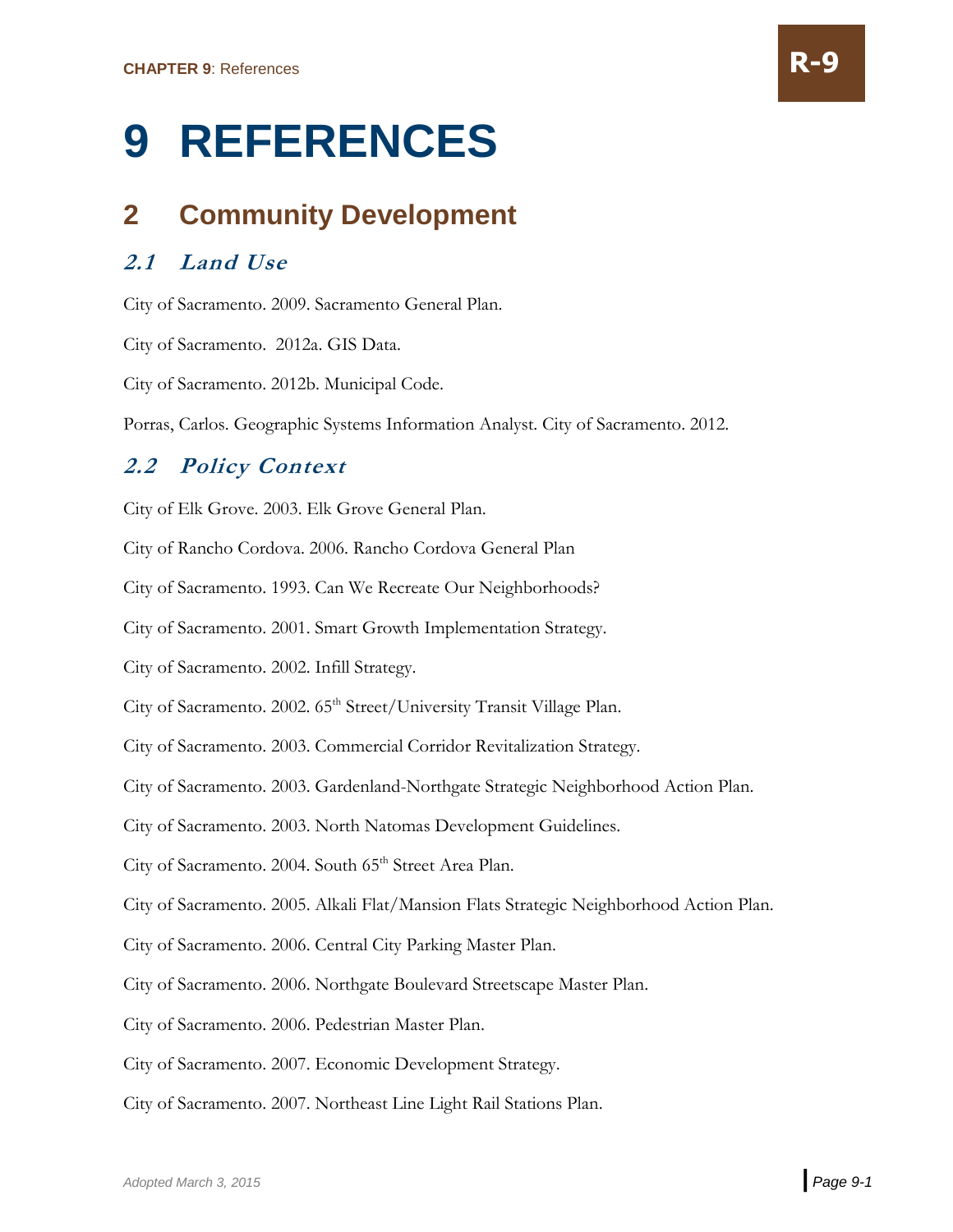# 9 REFERENCES

## 2 Community Development

### *2.1 Land Use*

City of Sacramento. 2009. Sacramento General Plan.

City of Sacramento. 2012a. GIS Data.

City of Sacramento. 2012b. Municipal Code.

Porras, Carlos. Geographic Systems Information Analyst. City of Sacramento. 2012.

### *2.2 Policy Context*

City of Elk Grove. 2003. Elk Grove General Plan.

City of Rancho Cordova. 2006. Rancho Cordova General Plan

City of Sacramento. 1993. Can We Recreate Our Neighborhoods?

City of Sacramento. 2001. Smart Growth Implementation Strategy.

City of Sacramento. 2002. Infill Strategy.

City of Sacramento. 2002. 65th Street/University Transit Village Plan.

City of Sacramento. 2003. Commercial Corridor Revitalization Strategy.

City of Sacramento. 2003. Gardenland-Northgate Strategic Neighborhood Action Plan.

City of Sacramento. 2003. North Natomas Development Guidelines.

City of Sacramento. 2004. South 65th Street Area Plan.

City of Sacramento. 2005. Alkali Flat/Mansion Flats Strategic Neighborhood Action Plan.

City of Sacramento. 2006. Central City Parking Master Plan.

City of Sacramento. 2006. Northgate Boulevard Streetscape Master Plan.

City of Sacramento. 2006. Pedestrian Master Plan.

City of Sacramento. 2007. Economic Development Strategy.

City of Sacramento. 2007. Northeast Line Light Rail Stations Plan.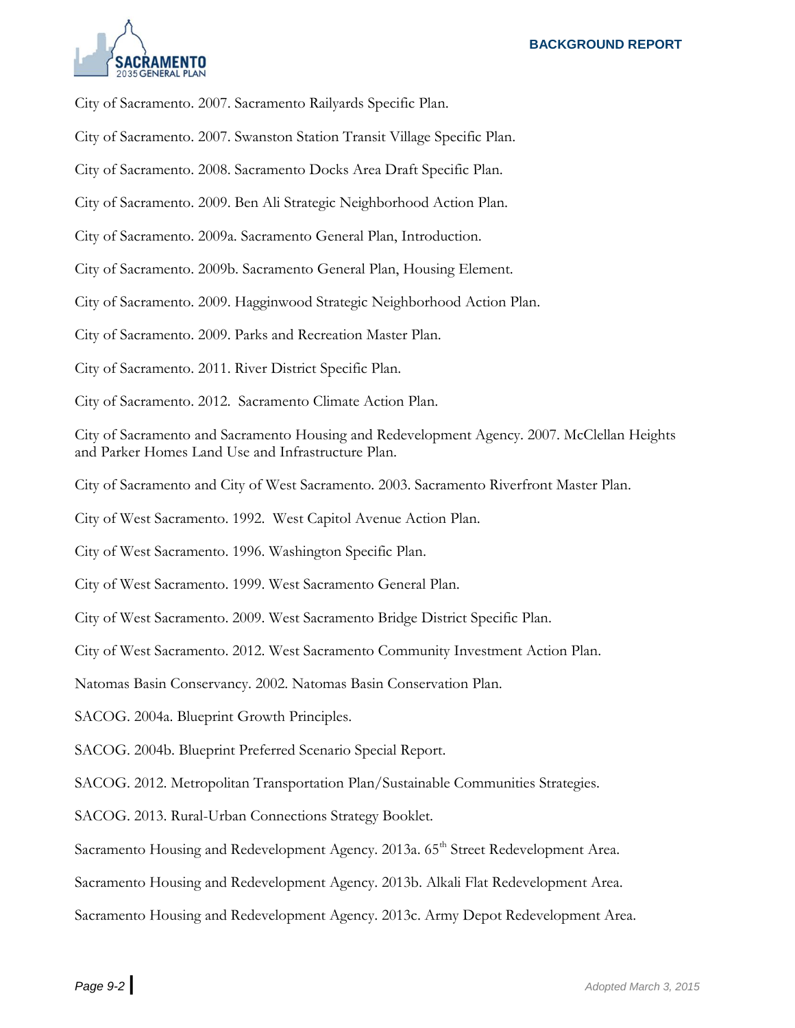City of Sacramento. 2007. Sacramento Railyards Specific Plan.

City of Sacramento. 2007. Swanston Station Transit Village Specific Plan.

City of Sacramento. 2008. Sacramento Docks Area Draft Specific Plan.

City of Sacramento. 2009. Ben Ali Strategic Neighborhood Action Plan.

City of Sacramento. 2009a. Sacramento General Plan, Introduction.

City of Sacramento. 2009b. Sacramento General Plan, Housing Element.

City of Sacramento. 2009. Hagginwood Strategic Neighborhood Action Plan.

City of Sacramento. 2009. Parks and Recreation Master Plan.

City of Sacramento. 2011. River District Specific Plan.

City of Sacramento. 2012. Sacramento Climate Action Plan.

City of Sacramento and Sacramento Housing and Redevelopment Agency. 2007. McClellan Heights and Parker Homes Land Use and Infrastructure Plan.

City of Sacramento and City of West Sacramento. 2003. Sacramento Riverfront Master Plan.

City of West Sacramento. 1992. West Capitol Avenue Action Plan.

City of West Sacramento. 1996. Washington Specific Plan.

City of West Sacramento. 1999. West Sacramento General Plan.

City of West Sacramento. 2009. West Sacramento Bridge District Specific Plan.

City of West Sacramento. 2012. West Sacramento Community Investment Action Plan.

Natomas Basin Conservancy. 2002. Natomas Basin Conservation Plan.

SACOG. 2004a. Blueprint Growth Principles.

SACOG. 2004b. Blueprint Preferred Scenario Special Report.

SACOG. 2012. Metropolitan Transportation Plan/Sustainable Communities Strategies.

SACOG. 2013. Rural-Urban Connections Strategy Booklet.

Sacramento Housing and Redevelopment Agency. 2013a. 65th Street Redevelopment Area.

Sacramento Housing and Redevelopment Agency. 2013b. Alkali Flat Redevelopment Area.

Sacramento Housing and Redevelopment Agency. 2013c. Army Depot Redevelopment Area.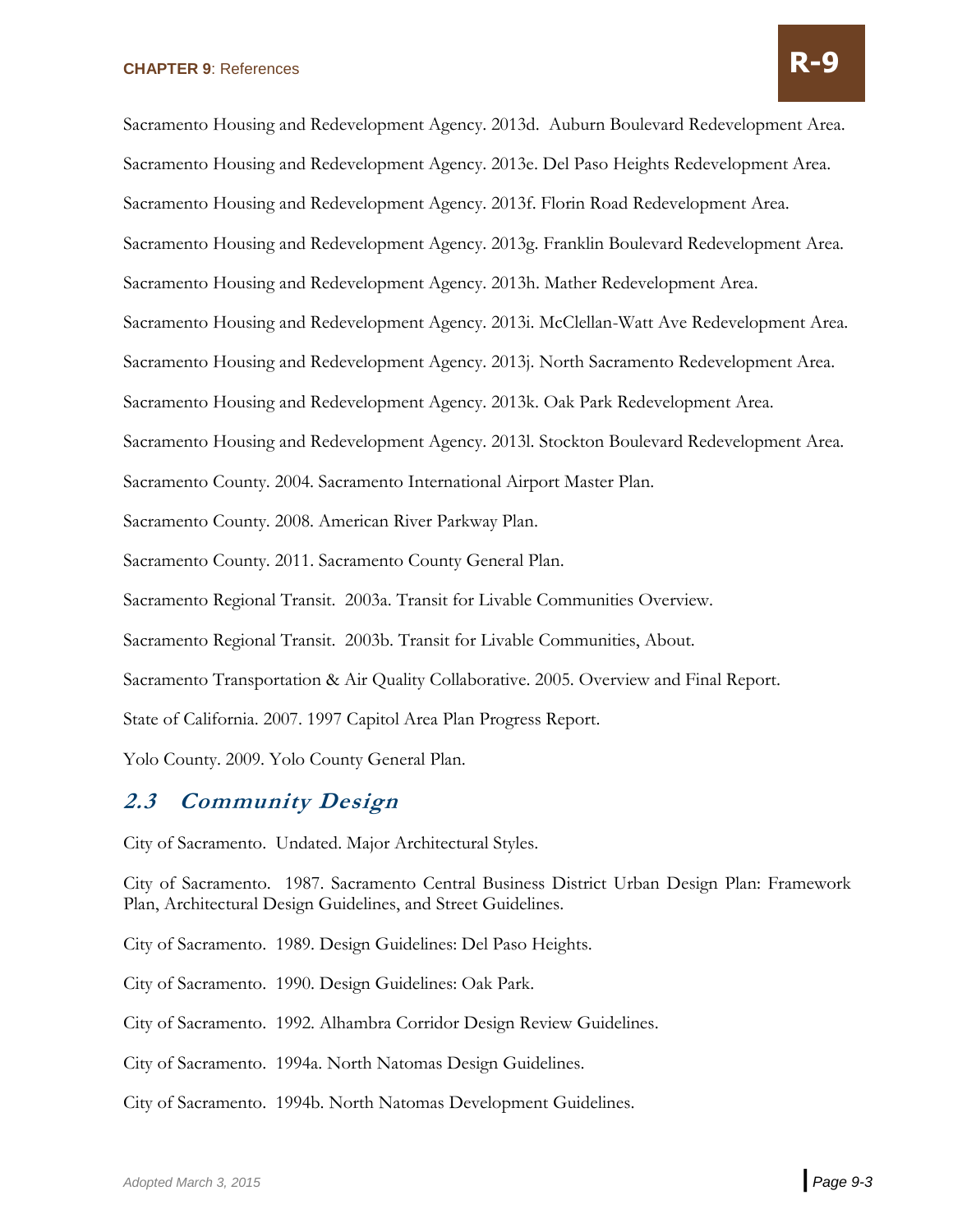Sacramento Housing and Redevelopment Agency. 2013d. Auburn Boulevard Redevelopment Area.

Sacramento Housing and Redevelopment Agency. 2013e. Del Paso Heights Redevelopment Area.

Sacramento Housing and Redevelopment Agency. 2013f. Florin Road Redevelopment Area.

Sacramento Housing and Redevelopment Agency. 2013g. Franklin Boulevard Redevelopment Area.

Sacramento Housing and Redevelopment Agency. 2013h. Mather Redevelopment Area.

Sacramento Housing and Redevelopment Agency. 2013i. McClellan-Watt Ave Redevelopment Area.

Sacramento Housing and Redevelopment Agency. 2013j. North Sacramento Redevelopment Area.

Sacramento Housing and Redevelopment Agency. 2013k. Oak Park Redevelopment Area.

Sacramento Housing and Redevelopment Agency. 2013l. Stockton Boulevard Redevelopment Area.

Sacramento County. 2004. Sacramento International Airport Master Plan.

Sacramento County. 2008. American River Parkway Plan.

Sacramento County. 2011. Sacramento County General Plan.

Sacramento Regional Transit. 2003a. Transit for Livable Communities Overview.

Sacramento Regional Transit. 2003b. Transit for Livable Communities, About.

Sacramento Transportation & Air Quality Collaborative. 2005. Overview and Final Report.

State of California. 2007. 1997 Capitol Area Plan Progress Report.

Yolo County. 2009. Yolo County General Plan.

## 2.3 Community Design

City of Sacramento. Undated. Major Architectural Styles.

City of Sacramento. 1987. Sacramento Central Business District Urban Design Plan: Framework Plan, Architectural Design Guidelines, and Street Guidelines.

City of Sacramento. 1989. Design Guidelines: Del Paso Heights.

City of Sacramento. 1990. Design Guidelines: Oak Park.

City of Sacramento. 1992. Alhambra Corridor Design Review Guidelines.

City of Sacramento. 1994a. North Natomas Design Guidelines.

City of Sacramento. 1994b. North Natomas Development Guidelines.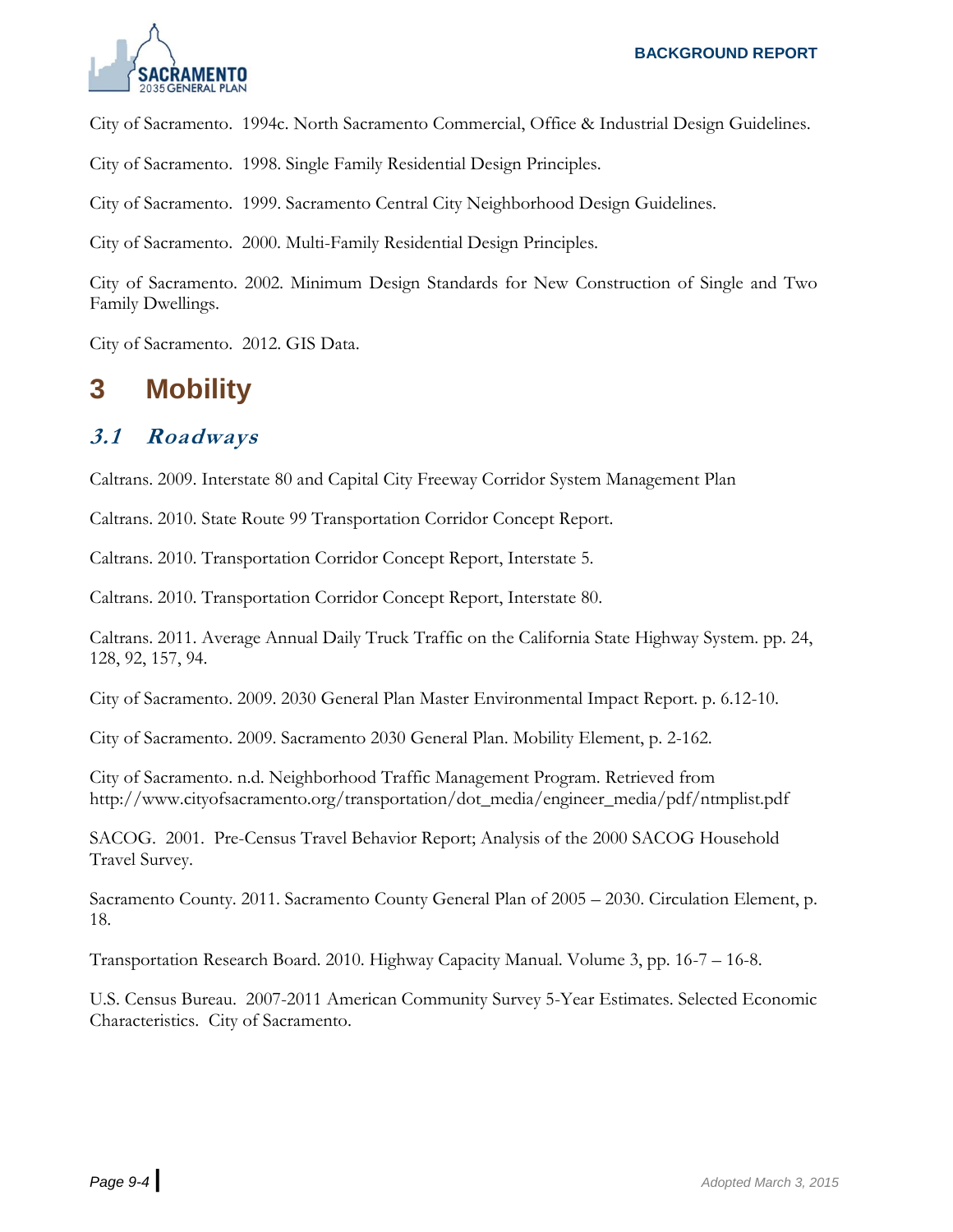City of Sacramento. 1994c. North Sacramento Commercial, Office & Industrial Design Guidelines.

City of Sacramento. 1998. Single Family Residential Design Principles.

City of Sacramento. 1999. Sacramento Central City Neighborhood Design Guidelines.

City of Sacramento. 2000. Multi-Family Residential Design Principles.

City of Sacramento. 2002. Minimum Design Standards for New Construction of Single and Two Family Dwellings.

City of Sacramento. 2012. GIS Data.

# 3 Mobility

## 3.1 Roadways

Caltrans. 2009. Interstate 80 and Capital City Freeway Corridor System Management Plan

Caltrans. 2010. State Route 99 Transportation Corridor Concept Report.

Caltrans. 2010. Transportation Corridor Concept Report, Interstate 5.

Caltrans. 2010. Transportation Corridor Concept Report, Interstate 80.

Caltrans. 2011. Average Annual Daily Truck Traffic on the California State Highway System. pp. 24, 128, 92, 157, 94.

City of Sacramento. 2009. 2030 General Plan Master Environmental Impact Report. p. 6.12-10.

City of Sacramento. 2009. Sacramento 2030 General Plan. Mobility Element, p. 2-162.

City of Sacramento. n.d. Neighborhood Traffic Management Program. Retrieved from http://www.cityofsacramento.org/transportation/dot_media/engineer_media/pdf/ntmplist.pdf

SACOG. 2001. Pre-Census Travel Behavior Report; Analysis of the 2000 SACOG Household Travel Survey.

Sacramento County. 2011. Sacramento County General Plan of 2005 – 2030. Circulation Element, p. 18.

Transportation Research Board. 2010. Highway Capacity Manual. Volume 3, pp. 16-7 – 16-8.

U.S. Census Bureau. 2007-2011 American Community Survey 5-Year Estimates. Selected Economic Characteristics. City of Sacramento.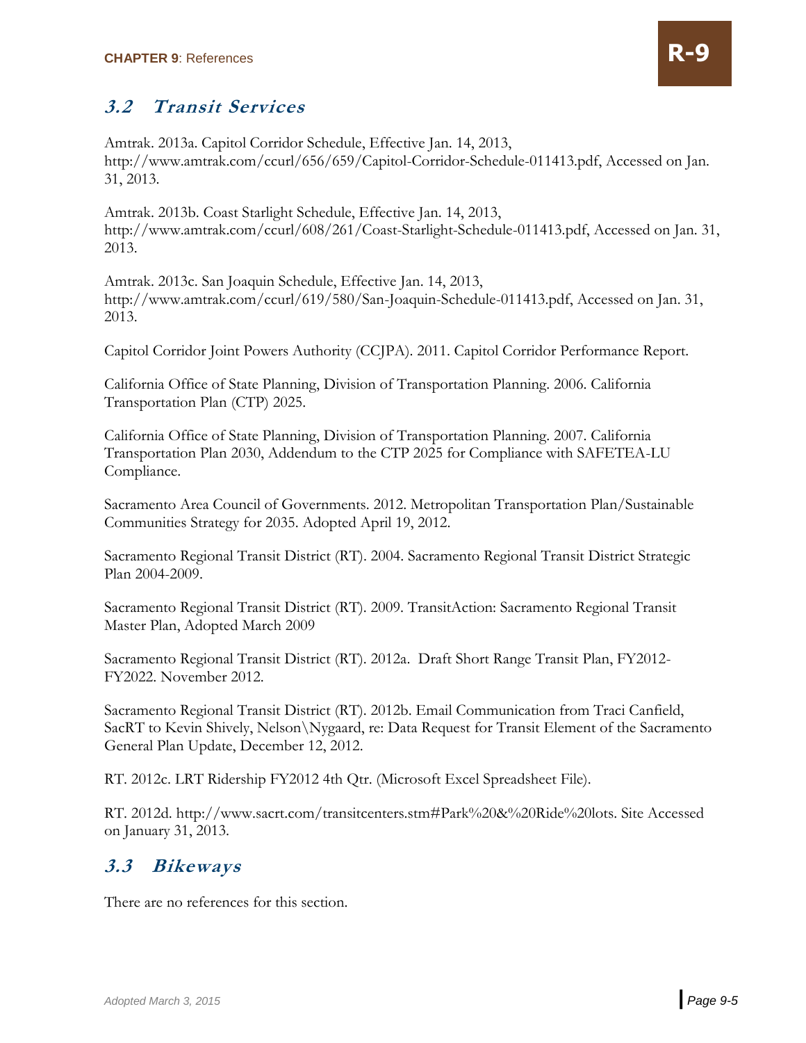## 3.2 Transit Services

Amtrak. 2013a. Capitol Corridor Schedule, Effective Jan. 14, 2013, http://www.amtrak.com/ccurl/656/659/Capitol-Corridor-Schedule-011413.pdf, Accessed on Jan. 31, 2013.

Amtrak. 2013b. Coast Starlight Schedule, Effective Jan. 14, 2013, http://www.amtrak.com/ccurl/608/261/Coast-Starlight-Schedule-011413.pdf, Accessed on Jan. 31, 2013.

Amtrak. 2013c. San Joaquin Schedule, Effective Jan. 14, 2013, http://www.amtrak.com/ccurl/619/580/San-Joaquin-Schedule-011413.pdf, Accessed on Jan. 31, 2013.

Capitol Corridor Joint Powers Authority (CCJPA). 2011. Capitol Corridor Performance Report.

California Office of State Planning, Division of Transportation Planning. 2006. California Transportation Plan (CTP) 2025.

California Office of State Planning, Division of Transportation Planning. 2007. California Transportation Plan 2030, Addendum to the CTP 2025 for Compliance with SAFETEA-LU Compliance.

Sacramento Area Council of Governments. 2012. Metropolitan Transportation Plan/Sustainable Communities Strategy for 2035. Adopted April 19, 2012.

Sacramento Regional Transit District (RT). 2004. Sacramento Regional Transit District Strategic Plan 2004-2009.

Sacramento Regional Transit District (RT). 2009. TransitAction: Sacramento Regional Transit Master Plan, Adopted March 2009

Sacramento Regional Transit District (RT). 2012a. Draft Short Range Transit Plan, FY2012-FY2022. November 2012.

Sacramento Regional Transit District (RT). 2012b. Email Communication from Traci Canfield, SacRT to Kevin Shively, Nelson\Nygaard, re: Data Request for Transit Element of the Sacramento General Plan Update, December 12, 2012.

RT. 2012c. LRT Ridership FY2012 4th Qtr. (Microsoft Excel Spreadsheet File).

RT. 2012d. http://www.sacrt.com/transitcenters.stm#Park%20&%20Ride%20lots. Site Accessed on January 31, 2013.

## 3.3 Bikeways

There are no references for this section.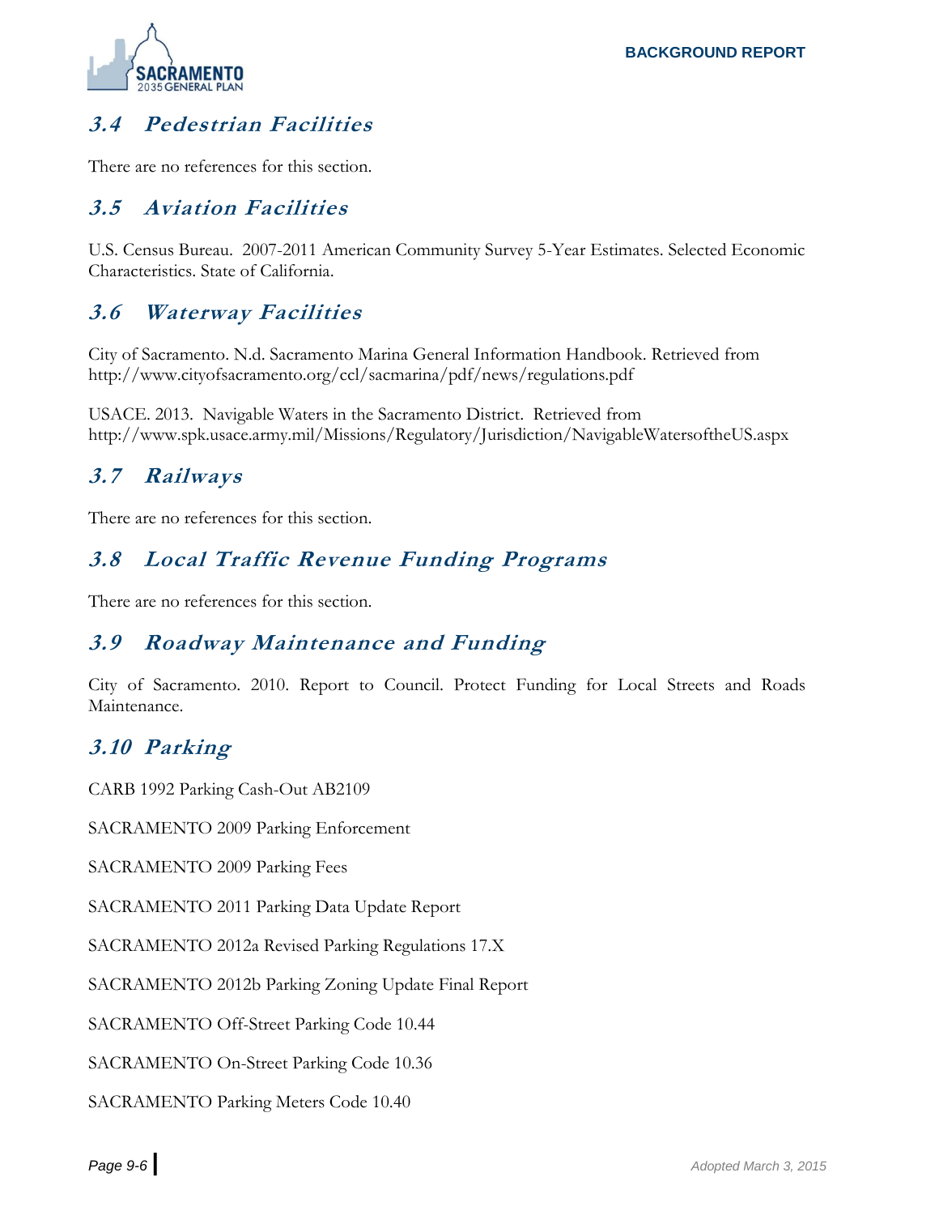## 3.4 Pedestrian Facilities

There are no references for this section.

## 3.5 Aviation Facilities

U.S. Census Bureau. 2007-2011 American Community Survey 5-Year Estimates. Selected Economic Characteristics. State of California.

## 3.6 Waterway Facilities

City of Sacramento. N.d. Sacramento Marina General Information Handbook. Retrieved from http://www.cityofsacramento.org/ccl/sacmarina/pdf/news/regulations.pdf

USACE. 2013. Navigable Waters in the Sacramento District. Retrieved from http://www.spk.usace.army.mil/Missions/Regulatory/Jurisdiction/NavigableWatersoftheUS.aspx

## 3.7 Railways

There are no references for this section.

## 3.8 Local Traffic Revenue Funding Programs

There are no references for this section.

## 3.9 Roadway Maintenance and Funding

City of Sacramento. 2010. Report to Council. Protect Funding for Local Streets and Roads Maintenance.

## 3.10 Parking

CARB 1992 Parking Cash-Out AB2109

SACRAMENTO 2009 Parking Enforcement

SACRAMENTO 2009 Parking Fees

SACRAMENTO 2011 Parking Data Update Report

SACRAMENTO 2012a Revised Parking Regulations 17.X

SACRAMENTO 2012b Parking Zoning Update Final Report

SACRAMENTO Off-Street Parking Code 10.44

SACRAMENTO On-Street Parking Code 10.36

SACRAMENTO Parking Meters Code 10.40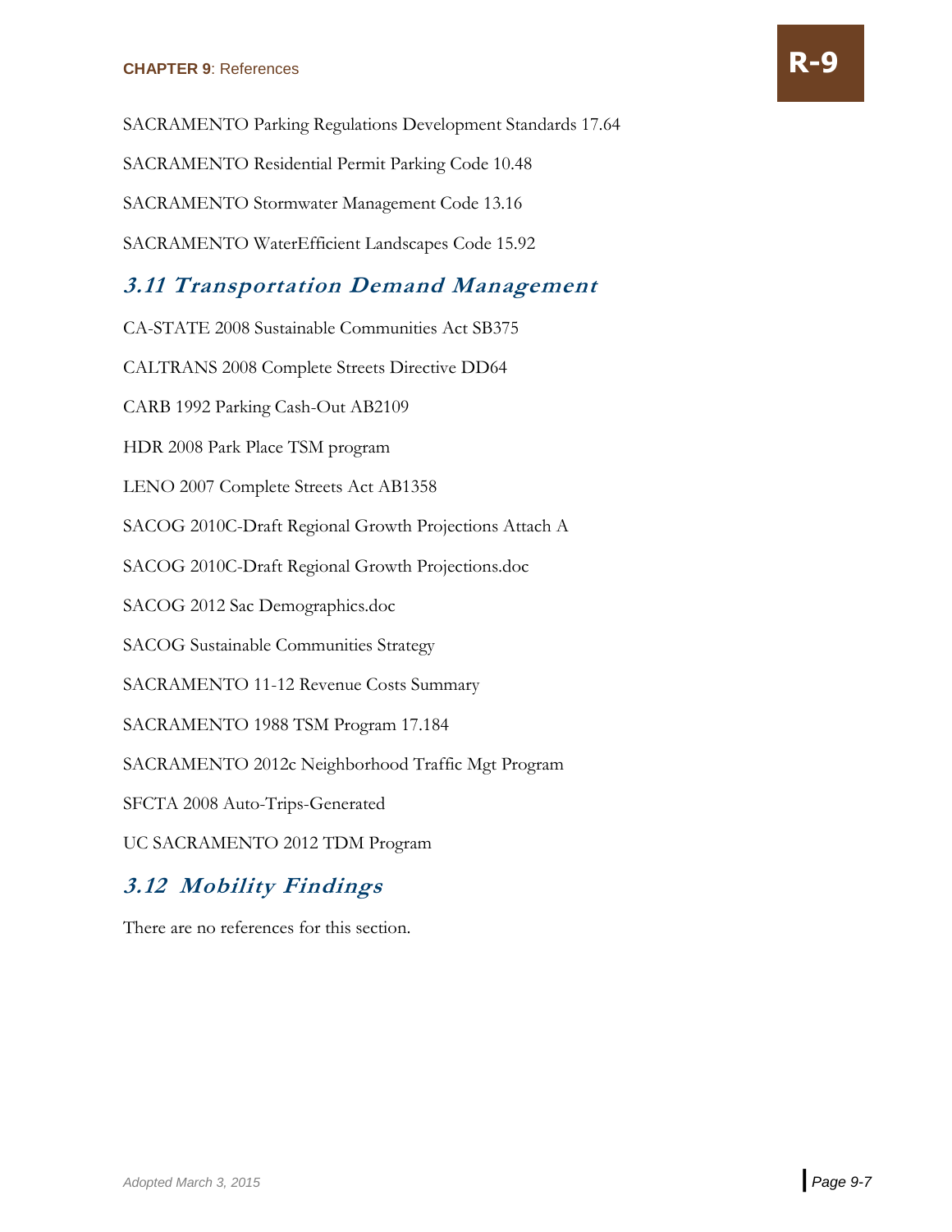SACRAMENTO Parking Regulations Development Standards 17.64

SACRAMENTO Residential Permit Parking Code 10.48

SACRAMENTO Stormwater Management Code 13.16

SACRAMENTO WaterEfficient Landscapes Code 15.92

## *3.11 Transportation Demand Management*

CA-STATE 2008 Sustainable Communities Act SB375

CALTRANS 2008 Complete Streets Directive DD64

CARB 1992 Parking Cash-Out AB2109

HDR 2008 Park Place TSM program

LENO 2007 Complete Streets Act AB1358

SACOG 2010C-Draft Regional Growth Projections Attach A

SACOG 2010C-Draft Regional Growth Projections.doc

SACOG 2012 Sac Demographics.doc

SACOG Sustainable Communities Strategy

SACRAMENTO 11-12 Revenue Costs Summary

SACRAMENTO 1988 TSM Program 17.184

SACRAMENTO 2012c Neighborhood Traffic Mgt Program

SFCTA 2008 Auto-Trips-Generated

UC SACRAMENTO 2012 TDM Program

## *3.12 Mobility Findings*

There are no references for this section.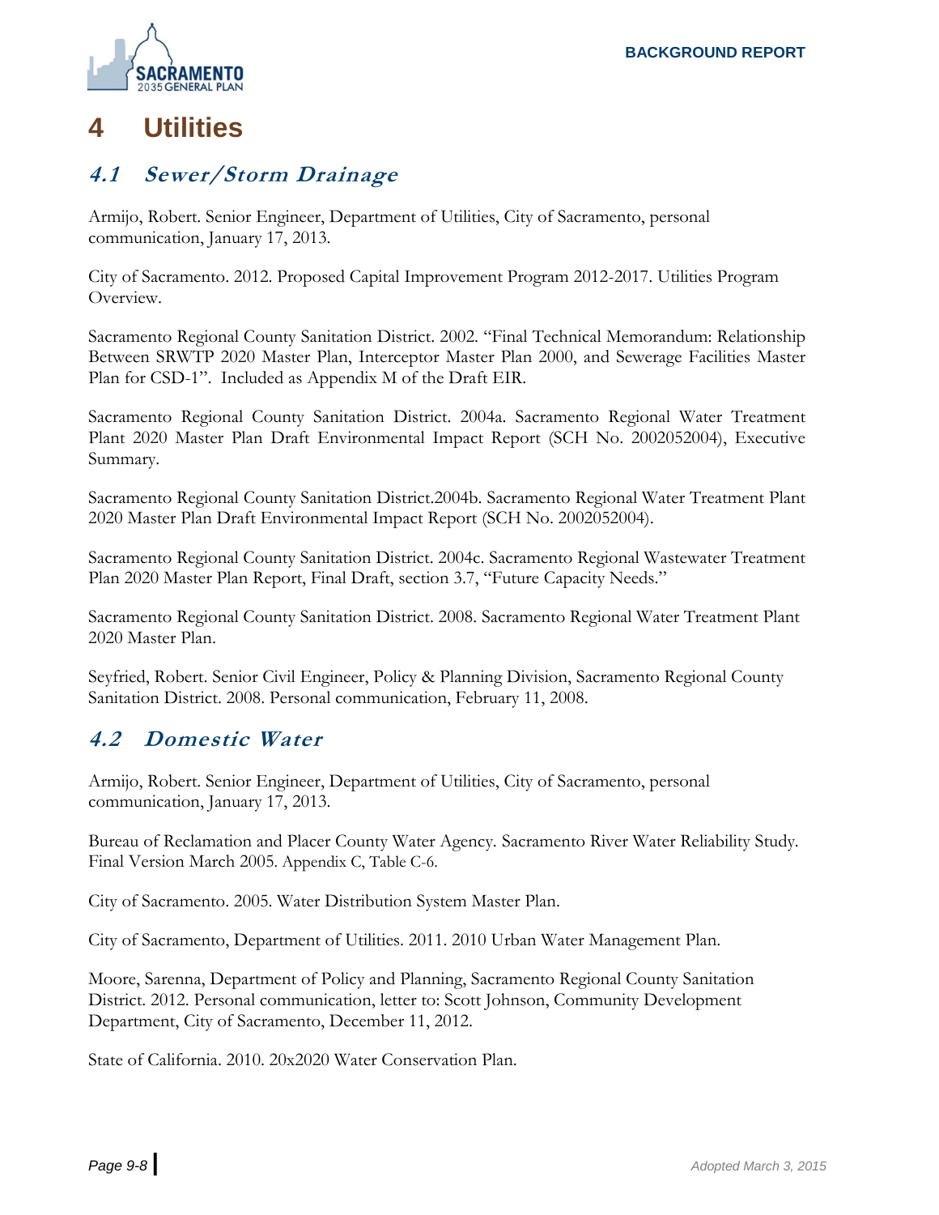# 4 Utilities

## 4.1 Sewer/Storm Drainage

Armijo, Robert. Senior Engineer, Department of Utilities, City of Sacramento, personal communication, January 17, 2013.

City of Sacramento. 2012. Proposed Capital Improvement Program 2012-2017. Utilities Program Overview.

Sacramento Regional County Sanitation District. 2002. "Final Technical Memorandum: Relationship Between SRWTP 2020 Master Plan, Interceptor Master Plan 2000, and Sewerage Facilities Master Plan for CSD-1". Included as Appendix M of the Draft EIR.

Sacramento Regional County Sanitation District. 2004a. Sacramento Regional Water Treatment Plant 2020 Master Plan Draft Environmental Impact Report (SCH No. 2002052004), Executive Summary.

Sacramento Regional County Sanitation District.2004b. Sacramento Regional Water Treatment Plant 2020 Master Plan Draft Environmental Impact Report (SCH No. 2002052004).

Sacramento Regional County Sanitation District. 2004c. Sacramento Regional Wastewater Treatment Plan 2020 Master Plan Report, Final Draft, section 3.7, "Future Capacity Needs."

Sacramento Regional County Sanitation District. 2008. Sacramento Regional Water Treatment Plant 2020 Master Plan.

Seyfried, Robert. Senior Civil Engineer, Policy & Planning Division, Sacramento Regional County Sanitation District. 2008. Personal communication, February 11, 2008.

## 4.2 Domestic Water

Armijo, Robert. Senior Engineer, Department of Utilities, City of Sacramento, personal communication, January 17, 2013.

Bureau of Reclamation and Placer County Water Agency. Sacramento River Water Reliability Study. Final Version March 2005. Appendix C, Table C-6.

City of Sacramento. 2005. Water Distribution System Master Plan.

City of Sacramento, Department of Utilities. 2011. 2010 Urban Water Management Plan.

Moore, Sarenna, Department of Policy and Planning, Sacramento Regional County Sanitation District. 2012. Personal communication, letter to: Scott Johnson, Community Development Department, City of Sacramento, December 11, 2012.

State of California. 2010. 20x2020 Water Conservation Plan.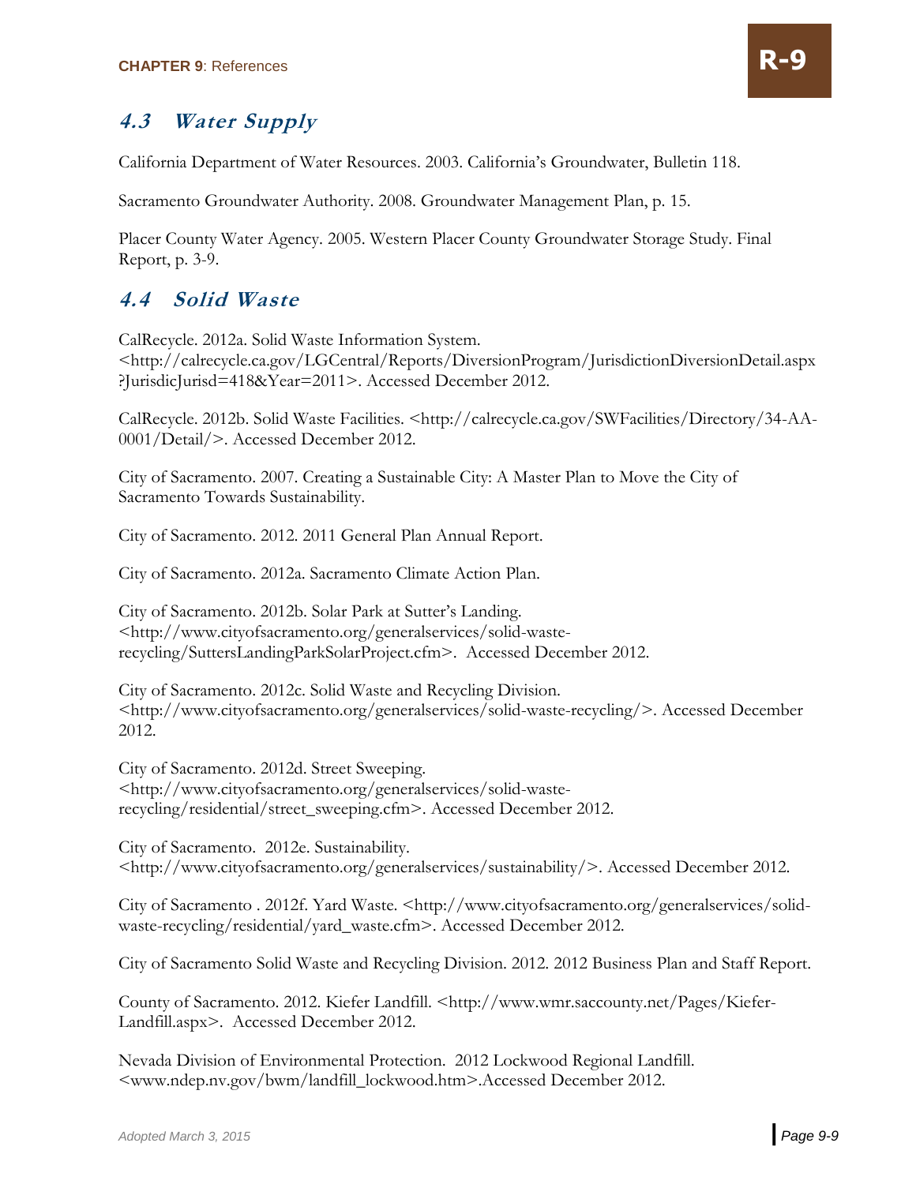## *4.3 Water Supply*

California Department of Water Resources. 2003. California's Groundwater, Bulletin 118.

Sacramento Groundwater Authority. 2008. Groundwater Management Plan, p. 15.

Placer County Water Agency. 2005. Western Placer County Groundwater Storage Study. Final Report, p. 3-9.

## *4.4 Solid Waste*

CalRecycle. 2012a. Solid Waste Information System. <http://calrecycle.ca.gov/LGCentral/Reports/DiversionProgram/JurisdictionDiversionDetail.aspx?JurisdicJurisd=418&Year=2011>. Accessed December 2012.

CalRecycle. 2012b. Solid Waste Facilities. <http://calrecycle.ca.gov/SWFacilities/Directory/34-AA-0001/Detail/>. Accessed December 2012.

City of Sacramento. 2007. Creating a Sustainable City: A Master Plan to Move the City of Sacramento Towards Sustainability.

City of Sacramento. 2012. 2011 General Plan Annual Report.

City of Sacramento. 2012a. Sacramento Climate Action Plan.

City of Sacramento. 2012b. Solar Park at Sutter's Landing. <http://www.cityofsacramento.org/generalservices/solid-waste-recycling/SuttersLandingParkSolarProject.cfm>. Accessed December 2012.

City of Sacramento. 2012c. Solid Waste and Recycling Division. <http://www.cityofsacramento.org/generalservices/solid-waste-recycling/>. Accessed December 2012.

City of Sacramento. 2012d. Street Sweeping. <http://www.cityofsacramento.org/generalservices/solid-waste-recycling/residential/street_sweeping.cfm>. Accessed December 2012.

City of Sacramento. 2012e. Sustainability. <http://www.cityofsacramento.org/generalservices/sustainability/>. Accessed December 2012.

City of Sacramento . 2012f. Yard Waste. <http://www.cityofsacramento.org/generalservices/solid-waste-recycling/residential/yard_waste.cfm>. Accessed December 2012.

City of Sacramento Solid Waste and Recycling Division. 2012. 2012 Business Plan and Staff Report.

County of Sacramento. 2012. Kiefer Landfill. <http://www.wmr.saccounty.net/Pages/Kiefer-Landfill.aspx>. Accessed December 2012.

Nevada Division of Environmental Protection. 2012 Lockwood Regional Landfill. <www.ndep.nv.gov/bwm/landfill_lockwood.htm>.Accessed December 2012.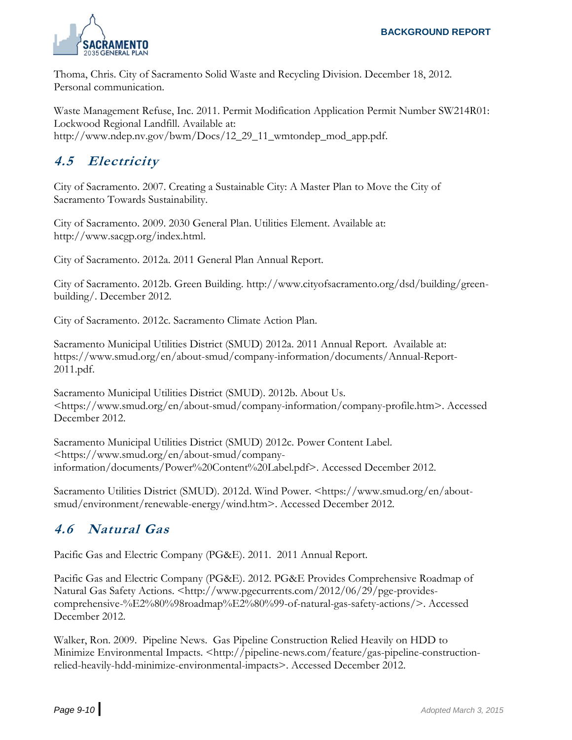Thoma, Chris. City of Sacramento Solid Waste and Recycling Division. December 18, 2012. Personal communication.

Waste Management Refuse, Inc. 2011. Permit Modification Application Permit Number SW214R01: Lockwood Regional Landfill. Available at: http://www.ndep.nv.gov/bwm/Docs/12_29_11_wmtondep_mod_app.pdf.

## 4.5 Electricity

City of Sacramento. 2007. Creating a Sustainable City: A Master Plan to Move the City of Sacramento Towards Sustainability.

City of Sacramento. 2009. 2030 General Plan. Utilities Element. Available at: http://www.sacgp.org/index.html.

City of Sacramento. 2012a. 2011 General Plan Annual Report.

City of Sacramento. 2012b. Green Building. http://www.cityofsacramento.org/dsd/building/green-building/. December 2012.

City of Sacramento. 2012c. Sacramento Climate Action Plan.

Sacramento Municipal Utilities District (SMUD) 2012a. 2011 Annual Report. Available at: https://www.smud.org/en/about-smud/company-information/documents/Annual-Report-2011.pdf.

Sacramento Municipal Utilities District (SMUD). 2012b. About Us. <https://www.smud.org/en/about-smud/company-information/company-profile.htm>. Accessed December 2012.

Sacramento Municipal Utilities District (SMUD) 2012c. Power Content Label. <https://www.smud.org/en/about-smud/company-information/documents/Power%20Content%20Label.pdf>. Accessed December 2012.

Sacramento Utilities District (SMUD). 2012d. Wind Power. <https://www.smud.org/en/about-smud/environment/renewable-energy/wind.htm>. Accessed December 2012.

## 4.6 Natural Gas

Pacific Gas and Electric Company (PG&E). 2011. 2011 Annual Report.

Pacific Gas and Electric Company (PG&E). 2012. PG&E Provides Comprehensive Roadmap of Natural Gas Safety Actions. <http://www.pgecurrents.com/2012/06/29/pge-provides-comprehensive-%E2%80%98roadmap%E2%80%99-of-natural-gas-safety-actions/>. Accessed December 2012.

Walker, Ron. 2009. Pipeline News. Gas Pipeline Construction Relied Heavily on HDD to Minimize Environmental Impacts. <http://pipeline-news.com/feature/gas-pipeline-construction-relied-heavily-hdd-minimize-environmental-impacts>. Accessed December 2012.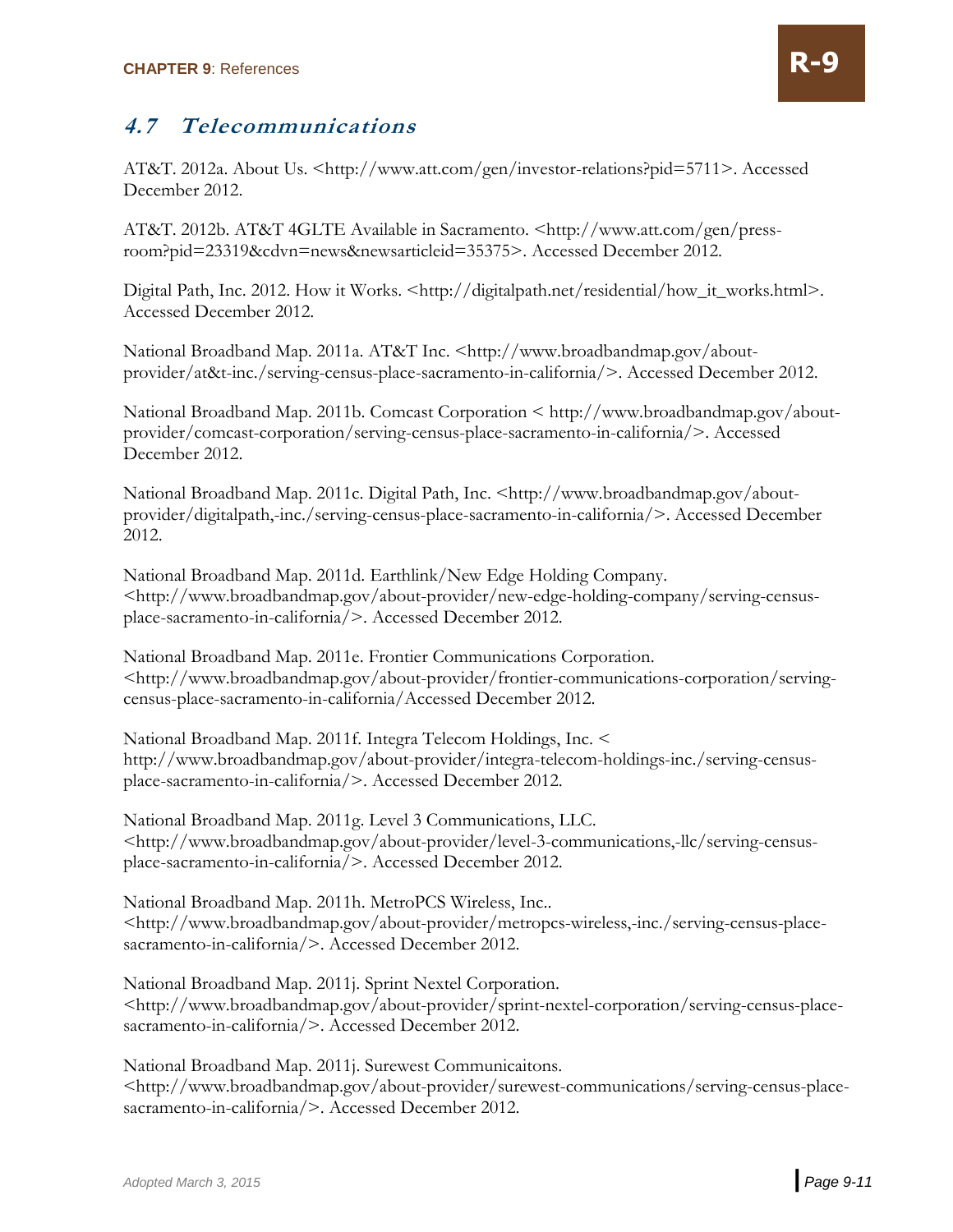## *4.7 Telecommunications*

AT&T. 2012a. About Us. <http://www.att.com/gen/investor-relations?pid=5711>. Accessed December 2012.

AT&T. 2012b. AT&T 4GLTE Available in Sacramento. <http://www.att.com/gen/press-room?pid=23319&cdvn=news&newsarticleid=35375>. Accessed December 2012.

Digital Path, Inc. 2012. How it Works. <http://digitalpath.net/residential/how_it_works.html>. Accessed December 2012.

National Broadband Map. 2011a. AT&T Inc. <http://www.broadbandmap.gov/about-provider/at&t-inc./serving-census-place-sacramento-in-california/>. Accessed December 2012.

National Broadband Map. 2011b. Comcast Corporation < http://www.broadbandmap.gov/about-provider/comcast-corporation/serving-census-place-sacramento-in-california/>. Accessed December 2012.

National Broadband Map. 2011c. Digital Path, Inc. <http://www.broadbandmap.gov/about-provider/digitalpath,-inc./serving-census-place-sacramento-in-california/>. Accessed December 2012.

National Broadband Map. 2011d. Earthlink/New Edge Holding Company. <http://www.broadbandmap.gov/about-provider/new-edge-holding-company/serving-census-place-sacramento-in-california/>. Accessed December 2012.

National Broadband Map. 2011e. Frontier Communications Corporation. <http://www.broadbandmap.gov/about-provider/frontier-communications-corporation/serving-census-place-sacramento-in-california/Accessed December 2012.

National Broadband Map. 2011f. Integra Telecom Holdings, Inc. < http://www.broadbandmap.gov/about-provider/integra-telecom-holdings-inc./serving-census-place-sacramento-in-california/>. Accessed December 2012.

National Broadband Map. 2011g. Level 3 Communications, LLC. <http://www.broadbandmap.gov/about-provider/level-3-communications,-llc/serving-census-place-sacramento-in-california/>. Accessed December 2012.

National Broadband Map. 2011h. MetroPCS Wireless, Inc.. <http://www.broadbandmap.gov/about-provider/metropcs-wireless,-inc./serving-census-place-sacramento-in-california/>. Accessed December 2012.

National Broadband Map. 2011j. Sprint Nextel Corporation. <http://www.broadbandmap.gov/about-provider/sprint-nextel-corporation/serving-census-place-sacramento-in-california/>. Accessed December 2012.

National Broadband Map. 2011j. Surewest Communicaitons. <http://www.broadbandmap.gov/about-provider/surewest-communications/serving-census-place-sacramento-in-california/>. Accessed December 2012.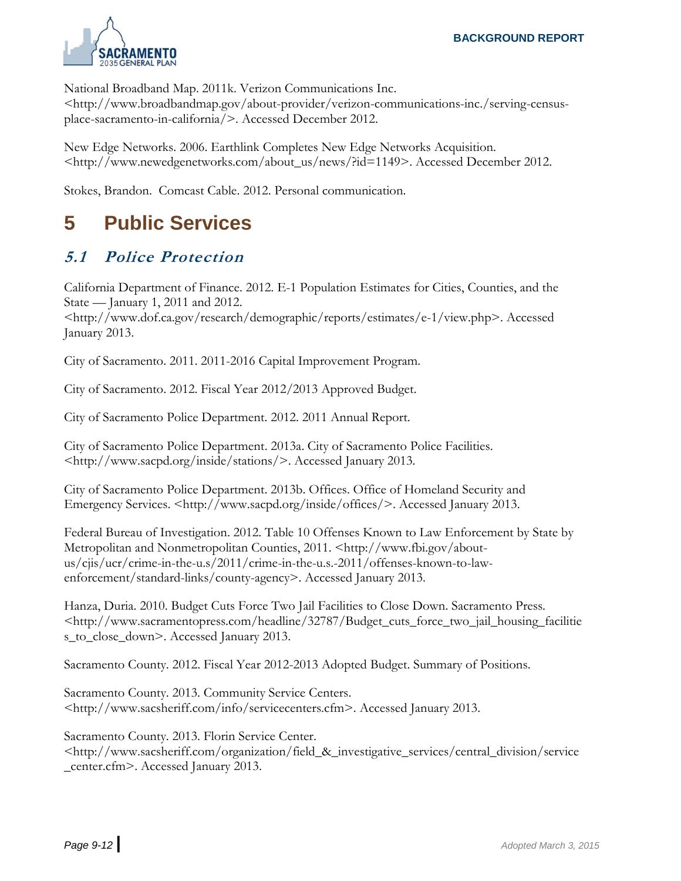National Broadband Map. 2011k. Verizon Communications Inc. <http://www.broadbandmap.gov/about-provider/verizon-communications-inc./serving-census-place-sacramento-in-california/>. Accessed December 2012.

New Edge Networks. 2006. Earthlink Completes New Edge Networks Acquisition. <http://www.newedgenetworks.com/about_us/news/?id=1149>. Accessed December 2012.

Stokes, Brandon. Comcast Cable. 2012. Personal communication.

# 5 Public Services

## *5.1 Police Protection*

California Department of Finance. 2012. E-1 Population Estimates for Cities, Counties, and the State — January 1, 2011 and 2012. <http://www.dof.ca.gov/research/demographic/reports/estimates/e-1/view.php>. Accessed January 2013.

City of Sacramento. 2011. 2011-2016 Capital Improvement Program.

City of Sacramento. 2012. Fiscal Year 2012/2013 Approved Budget.

City of Sacramento Police Department. 2012. 2011 Annual Report.

City of Sacramento Police Department. 2013a. City of Sacramento Police Facilities. <http://www.sacpd.org/inside/stations/>. Accessed January 2013.

City of Sacramento Police Department. 2013b. Offices. Office of Homeland Security and Emergency Services. <http://www.sacpd.org/inside/offices/>. Accessed January 2013.

Federal Bureau of Investigation. 2012. Table 10 Offenses Known to Law Enforcement by State by Metropolitan and Nonmetropolitan Counties, 2011. <http://www.fbi.gov/about-us/cjis/ucr/crime-in-the-u.s/2011/crime-in-the-u.s.-2011/offenses-known-to-law-enforcement/standard-links/county-agency>. Accessed January 2013.

Hanza, Duria. 2010. Budget Cuts Force Two Jail Facilities to Close Down. Sacramento Press. <http://www.sacramentopress.com/headline/32787/Budget_cuts_force_two_jail_housing_facilities_to_close_down>. Accessed January 2013.

Sacramento County. 2012. Fiscal Year 2012-2013 Adopted Budget. Summary of Positions.

Sacramento County. 2013. Community Service Centers. <http://www.sacsheriff.com/info/servicecenters.cfm>. Accessed January 2013.

Sacramento County. 2013. Florin Service Center. <http://www.sacsheriff.com/organization/field_&_investigative_services/central_division/service_center.cfm>. Accessed January 2013.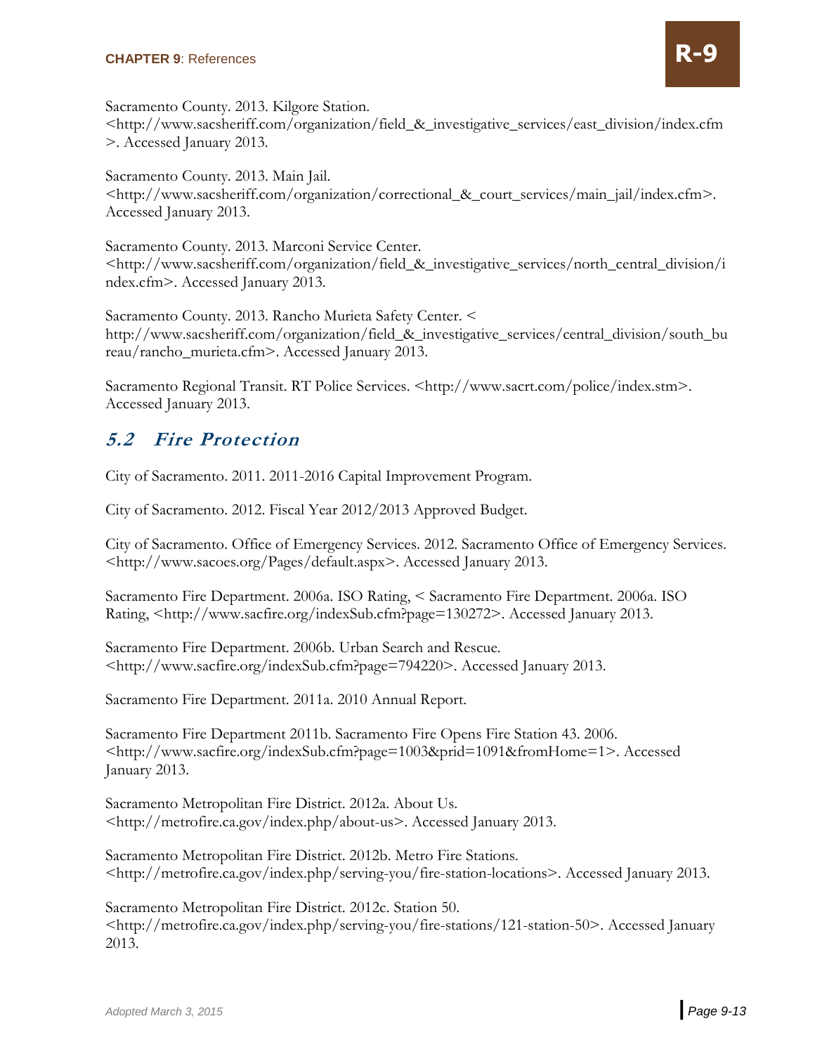Sacramento County. 2013. Kilgore Station. <http://www.sacsheriff.com/organization/field_&_investigative_services/east_division/index.cfm>. Accessed January 2013.

Sacramento County. 2013. Main Jail. <http://www.sacsheriff.com/organization/correctional_&_court_services/main_jail/index.cfm>. Accessed January 2013.

Sacramento County. 2013. Marconi Service Center. <http://www.sacsheriff.com/organization/field_&_investigative_services/north_central_division/index.cfm>. Accessed January 2013.

Sacramento County. 2013. Rancho Murieta Safety Center. < http://www.sacsheriff.com/organization/field_&_investigative_services/central_division/south_bureau/rancho_murieta.cfm>. Accessed January 2013.

Sacramento Regional Transit. RT Police Services. <http://www.sacrt.com/police/index.stm>. Accessed January 2013.

## *5.2 Fire Protection*

City of Sacramento. 2011. 2011-2016 Capital Improvement Program.

City of Sacramento. 2012. Fiscal Year 2012/2013 Approved Budget.

City of Sacramento. Office of Emergency Services. 2012. Sacramento Office of Emergency Services. <http://www.sacoes.org/Pages/default.aspx>. Accessed January 2013.

Sacramento Fire Department. 2006a. ISO Rating, < Sacramento Fire Department. 2006a. ISO Rating, <http://www.sacfire.org/indexSub.cfm?page=130272>. Accessed January 2013.

Sacramento Fire Department. 2006b. Urban Search and Rescue. <http://www.sacfire.org/indexSub.cfm?page=794220>. Accessed January 2013.

Sacramento Fire Department. 2011a. 2010 Annual Report.

Sacramento Fire Department 2011b. Sacramento Fire Opens Fire Station 43. 2006. <http://www.sacfire.org/indexSub.cfm?page=1003&prid=1091&fromHome=1>. Accessed January 2013.

Sacramento Metropolitan Fire District. 2012a. About Us. <http://metrofire.ca.gov/index.php/about-us>. Accessed January 2013.

Sacramento Metropolitan Fire District. 2012b. Metro Fire Stations. <http://metrofire.ca.gov/index.php/serving-you/fire-station-locations>. Accessed January 2013.

Sacramento Metropolitan Fire District. 2012c. Station 50. <http://metrofire.ca.gov/index.php/serving-you/fire-stations/121-station-50>. Accessed January 2013.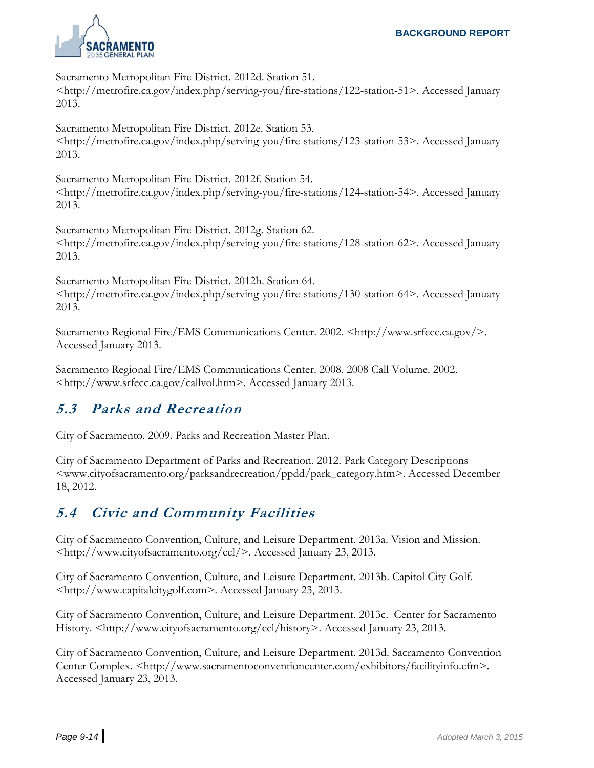Sacramento Metropolitan Fire District. 2012d. Station 51. <http://metrofire.ca.gov/index.php/serving-you/fire-stations/122-station-51>. Accessed January 2013.

Sacramento Metropolitan Fire District. 2012e. Station 53. <http://metrofire.ca.gov/index.php/serving-you/fire-stations/123-station-53>. Accessed January 2013.

Sacramento Metropolitan Fire District. 2012f. Station 54. <http://metrofire.ca.gov/index.php/serving-you/fire-stations/124-station-54>. Accessed January 2013.

Sacramento Metropolitan Fire District. 2012g. Station 62. <http://metrofire.ca.gov/index.php/serving-you/fire-stations/128-station-62>. Accessed January 2013.

Sacramento Metropolitan Fire District. 2012h. Station 64. <http://metrofire.ca.gov/index.php/serving-you/fire-stations/130-station-64>. Accessed January 2013.

Sacramento Regional Fire/EMS Communications Center. 2002. <http://www.srfecc.ca.gov/>. Accessed January 2013.

Sacramento Regional Fire/EMS Communications Center. 2008. 2008 Call Volume. 2002. <http://www.srfecc.ca.gov/callvol.htm>. Accessed January 2013.

## 5.3 Parks and Recreation

City of Sacramento. 2009. Parks and Recreation Master Plan.

City of Sacramento Department of Parks and Recreation. 2012. Park Category Descriptions <www.cityofsacramento.org/parksandrecreation/ppdd/park_category.htm>. Accessed December 18, 2012.

## 5.4 Civic and Community Facilities

City of Sacramento Convention, Culture, and Leisure Department. 2013a. Vision and Mission. <http://www.cityofsacramento.org/ccl/>. Accessed January 23, 2013.

City of Sacramento Convention, Culture, and Leisure Department. 2013b. Capitol City Golf. <http://www.capitalcitygolf.com>. Accessed January 23, 2013.

City of Sacramento Convention, Culture, and Leisure Department. 2013c. Center for Sacramento History. <http://www.cityofsacramento.org/ccl/history>. Accessed January 23, 2013.

City of Sacramento Convention, Culture, and Leisure Department. 2013d. Sacramento Convention Center Complex. <http://www.sacramentoconventioncenter.com/exhibitors/facilityinfo.cfm>. Accessed January 23, 2013.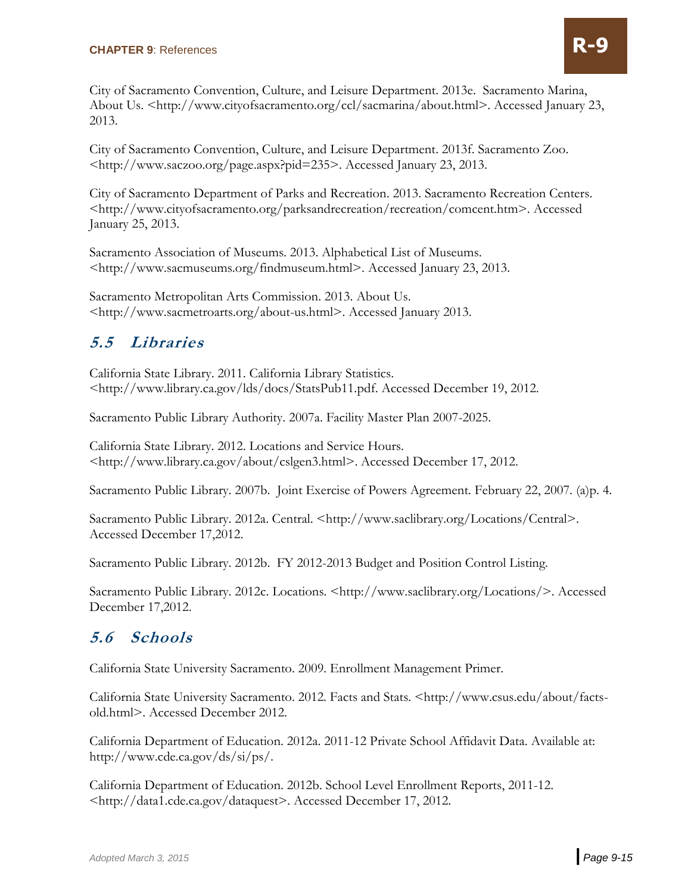City of Sacramento Convention, Culture, and Leisure Department. 2013e. Sacramento Marina, About Us. <http://www.cityofsacramento.org/ccl/sacmarina/about.html>. Accessed January 23, 2013.

City of Sacramento Convention, Culture, and Leisure Department. 2013f. Sacramento Zoo. <http://www.saczoo.org/page.aspx?pid=235>. Accessed January 23, 2013.

City of Sacramento Department of Parks and Recreation. 2013. Sacramento Recreation Centers. <http://www.cityofsacramento.org/parksandrecreation/recreation/comcent.htm>. Accessed January 25, 2013.

Sacramento Association of Museums. 2013. Alphabetical List of Museums. <http://www.sacmuseums.org/findmuseum.html>. Accessed January 23, 2013.

Sacramento Metropolitan Arts Commission. 2013. About Us. <http://www.sacmetroarts.org/about-us.html>. Accessed January 2013.

## *5.5 Libraries*

California State Library. 2011. California Library Statistics. <http://www.library.ca.gov/lds/docs/StatsPub11.pdf. Accessed December 19, 2012.

Sacramento Public Library Authority. 2007a. Facility Master Plan 2007-2025.

California State Library. 2012. Locations and Service Hours. <http://www.library.ca.gov/about/cslgen3.html>. Accessed December 17, 2012.

Sacramento Public Library. 2007b. Joint Exercise of Powers Agreement. February 22, 2007. (a)p. 4.

Sacramento Public Library. 2012a. Central. <http://www.saclibrary.org/Locations/Central>. Accessed December 17,2012.

Sacramento Public Library. 2012b. FY 2012-2013 Budget and Position Control Listing.

Sacramento Public Library. 2012c. Locations. <http://www.saclibrary.org/Locations/>. Accessed December 17,2012.

## *5.6 Schools*

California State University Sacramento. 2009. Enrollment Management Primer.

California State University Sacramento. 2012. Facts and Stats. <http://www.csus.edu/about/facts-old.html>. Accessed December 2012.

California Department of Education. 2012a. 2011-12 Private School Affidavit Data. Available at: http://www.cde.ca.gov/ds/si/ps/.

California Department of Education. 2012b. School Level Enrollment Reports, 2011-12. <http://data1.cde.ca.gov/dataquest>. Accessed December 17, 2012.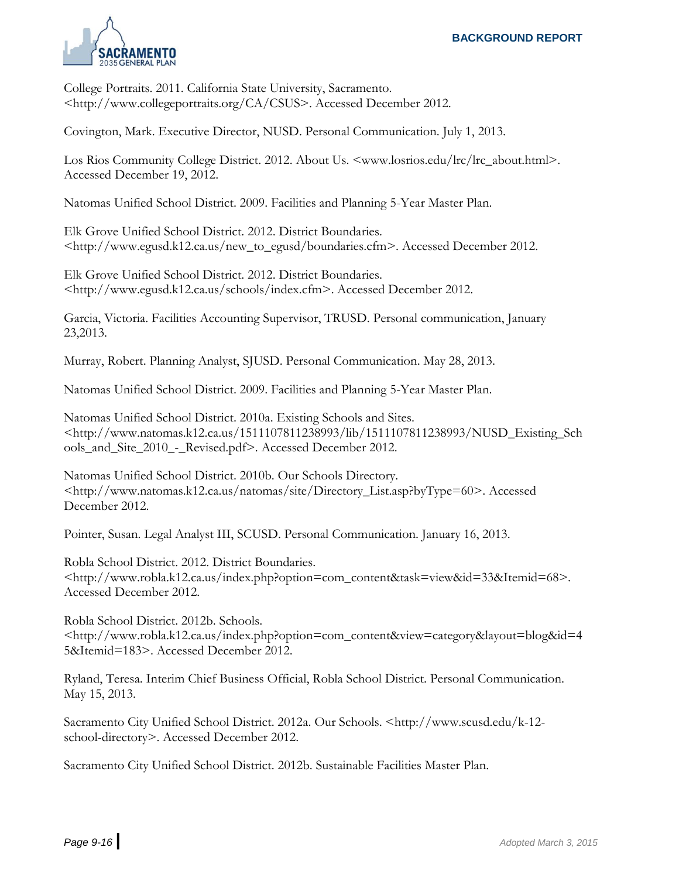College Portraits. 2011. California State University, Sacramento. <http://www.collegeportraits.org/CA/CSUS>. Accessed December 2012.

Covington, Mark. Executive Director, NUSD. Personal Communication. July 1, 2013.

Los Rios Community College District. 2012. About Us. <www.losrios.edu/lrc/lrc_about.html>. Accessed December 19, 2012.

Natomas Unified School District. 2009. Facilities and Planning 5-Year Master Plan.

Elk Grove Unified School District. 2012. District Boundaries. <http://www.egusd.k12.ca.us/new_to_egusd/boundaries.cfm>. Accessed December 2012.

Elk Grove Unified School District. 2012. District Boundaries. <http://www.egusd.k12.ca.us/schools/index.cfm>. Accessed December 2012.

Garcia, Victoria. Facilities Accounting Supervisor, TRUSD. Personal communication, January 23,2013.

Murray, Robert. Planning Analyst, SJUSD. Personal Communication. May 28, 2013.

Natomas Unified School District. 2009. Facilities and Planning 5-Year Master Plan.

Natomas Unified School District. 2010a. Existing Schools and Sites. <http://www.natomas.k12.ca.us/1511107811238993/lib/1511107811238993/NUSD_Existing_Schools_and_Site_2010_-_Revised.pdf>. Accessed December 2012.

Natomas Unified School District. 2010b. Our Schools Directory. <http://www.natomas.k12.ca.us/natomas/site/Directory_List.asp?byType=60>. Accessed December 2012.

Pointer, Susan. Legal Analyst III, SCUSD. Personal Communication. January 16, 2013.

Robla School District. 2012. District Boundaries. <http://www.robla.k12.ca.us/index.php?option=com_content&task=view&id=33&Itemid=68>. Accessed December 2012.

Robla School District. 2012b. Schools. <http://www.robla.k12.ca.us/index.php?option=com_content&view=category&layout=blog&id=45&Itemid=183>. Accessed December 2012.

Ryland, Teresa. Interim Chief Business Official, Robla School District. Personal Communication. May 15, 2013.

Sacramento City Unified School District. 2012a. Our Schools. <http://www.scusd.edu/k-12-school-directory>. Accessed December 2012.

Sacramento City Unified School District. 2012b. Sustainable Facilities Master Plan.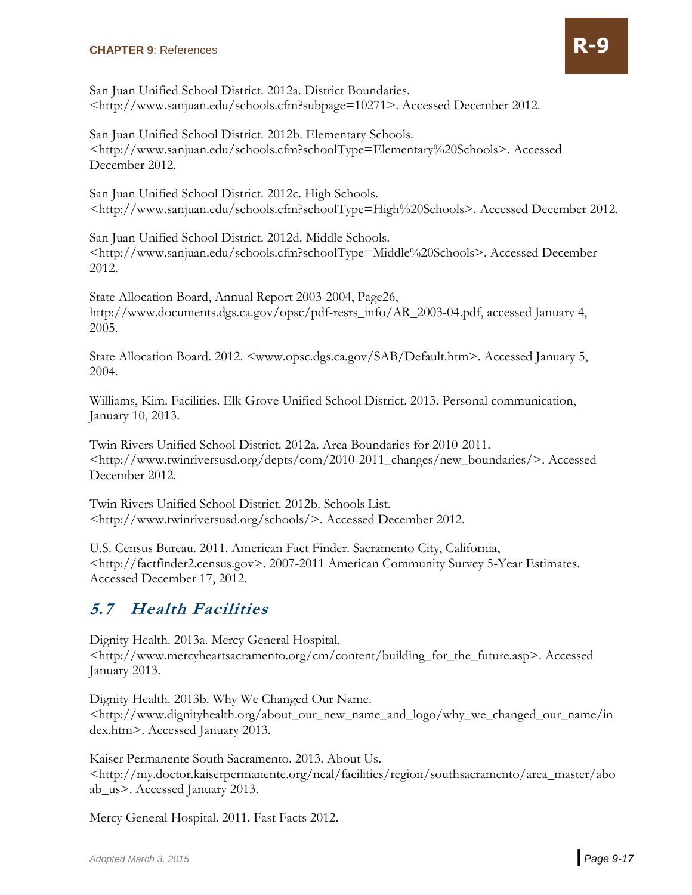San Juan Unified School District. 2012a. District Boundaries. <http://www.sanjuan.edu/schools.cfm?subpage=10271>. Accessed December 2012.

San Juan Unified School District. 2012b. Elementary Schools. <http://www.sanjuan.edu/schools.cfm?schoolType=Elementary%20Schools>. Accessed December 2012.

San Juan Unified School District. 2012c. High Schools. <http://www.sanjuan.edu/schools.cfm?schoolType=High%20Schools>. Accessed December 2012.

San Juan Unified School District. 2012d. Middle Schools. <http://www.sanjuan.edu/schools.cfm?schoolType=Middle%20Schools>. Accessed December 2012.

State Allocation Board, Annual Report 2003-2004, Page26, http://www.documents.dgs.ca.gov/opsc/pdf-resrs_info/AR_2003-04.pdf, accessed January 4, 2005.

State Allocation Board. 2012. <www.opsc.dgs.ca.gov/SAB/Default.htm>. Accessed January 5, 2004.

Williams, Kim. Facilities. Elk Grove Unified School District. 2013. Personal communication, January 10, 2013.

Twin Rivers Unified School District. 2012a. Area Boundaries for 2010-2011. <http://www.twinriversusd.org/depts/com/2010-2011_changes/new_boundaries/>. Accessed December 2012.

Twin Rivers Unified School District. 2012b. Schools List. <http://www.twinriversusd.org/schools/>. Accessed December 2012.

U.S. Census Bureau. 2011. American Fact Finder. Sacramento City, California, <http://factfinder2.census.gov>. 2007-2011 American Community Survey 5-Year Estimates. Accessed December 17, 2012.

## *5.7 Health Facilities*

Dignity Health. 2013a. Mercy General Hospital. <http://www.mercyheartsacramento.org/cm/content/building_for_the_future.asp>. Accessed January 2013.

Dignity Health. 2013b. Why We Changed Our Name. <http://www.dignityhealth.org/about_our_new_name_and_logo/why_we_changed_our_name/index.htm>. Accessed January 2013.

Kaiser Permanente South Sacramento. 2013. About Us. <http://my.doctor.kaiserpermanente.org/ncal/facilities/region/southsacramento/area_master/aboab_us>. Accessed January 2013.

Mercy General Hospital. 2011. Fast Facts 2012.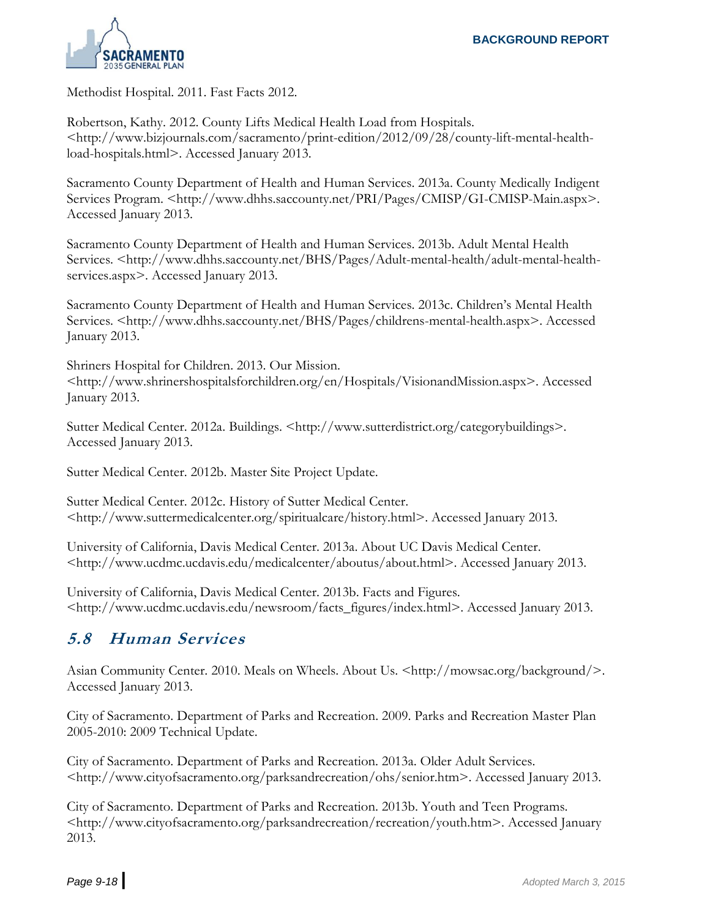Methodist Hospital. 2011. Fast Facts 2012.

Robertson, Kathy. 2012. County Lifts Medical Health Load from Hospitals. <http://www.bizjournals.com/sacramento/print-edition/2012/09/28/county-lift-mental-health-load-hospitals.html>. Accessed January 2013.

Sacramento County Department of Health and Human Services. 2013a. County Medically Indigent Services Program. <http://www.dhhs.saccounty.net/PRI/Pages/CMISP/GI-CMISP-Main.aspx>. Accessed January 2013.

Sacramento County Department of Health and Human Services. 2013b. Adult Mental Health Services. <http://www.dhhs.saccounty.net/BHS/Pages/Adult-mental-health/adult-mental-health-services.aspx>. Accessed January 2013.

Sacramento County Department of Health and Human Services. 2013c. Children's Mental Health Services. <http://www.dhhs.saccounty.net/BHS/Pages/childrens-mental-health.aspx>. Accessed January 2013.

Shriners Hospital for Children. 2013. Our Mission. <http://www.shrinershospitalsforchildren.org/en/Hospitals/VisionandMission.aspx>. Accessed January 2013.

Sutter Medical Center. 2012a. Buildings. <http://www.sutterdistrict.org/categorybuildings>. Accessed January 2013.

Sutter Medical Center. 2012b. Master Site Project Update.

Sutter Medical Center. 2012c. History of Sutter Medical Center. <http://www.suttermedicalcenter.org/spiritualcare/history.html>. Accessed January 2013.

University of California, Davis Medical Center. 2013a. About UC Davis Medical Center. <http://www.ucdmc.ucdavis.edu/medicalcenter/aboutus/about.html>. Accessed January 2013.

University of California, Davis Medical Center. 2013b. Facts and Figures. <http://www.ucdmc.ucdavis.edu/newsroom/facts_figures/index.html>. Accessed January 2013.

## 5.8 Human Services

Asian Community Center. 2010. Meals on Wheels. About Us. <http://mowsac.org/background/>. Accessed January 2013.

City of Sacramento. Department of Parks and Recreation. 2009. Parks and Recreation Master Plan 2005-2010: 2009 Technical Update.

City of Sacramento. Department of Parks and Recreation. 2013a. Older Adult Services. <http://www.cityofsacramento.org/parksandrecreation/ohs/senior.htm>. Accessed January 2013.

City of Sacramento. Department of Parks and Recreation. 2013b. Youth and Teen Programs. <http://www.cityofsacramento.org/parksandrecreation/recreation/youth.htm>. Accessed January 2013.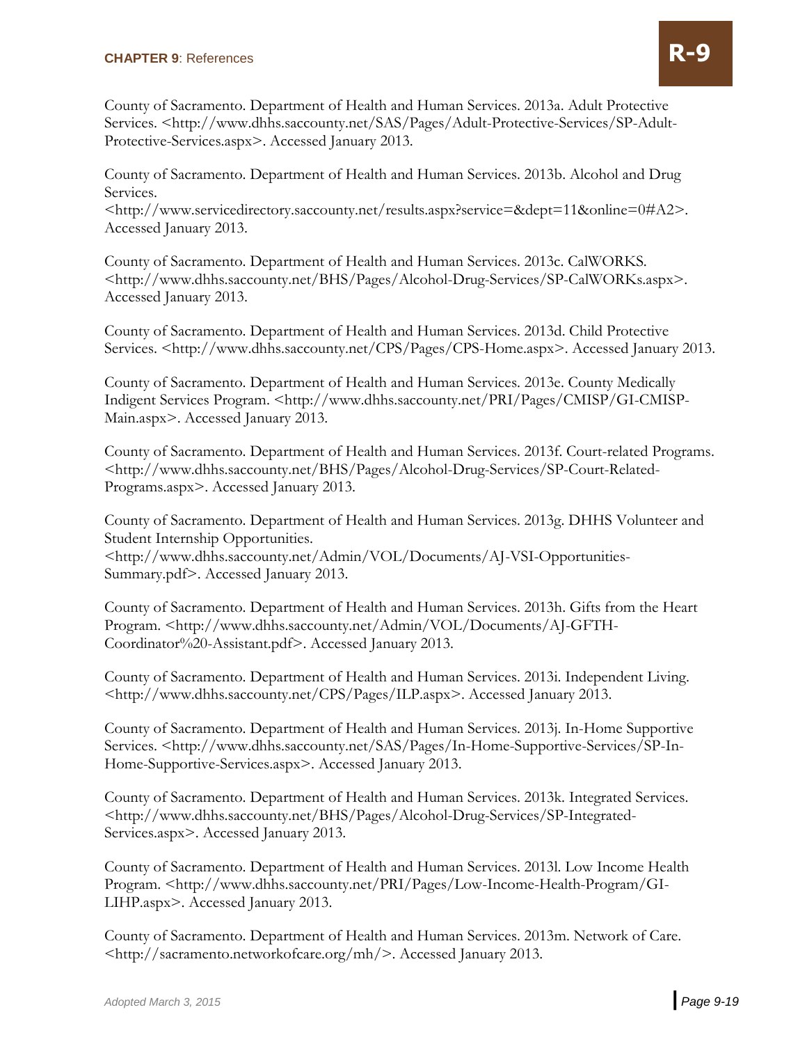County of Sacramento. Department of Health and Human Services. 2013a. Adult Protective Services. <http://www.dhhs.saccounty.net/SAS/Pages/Adult-Protective-Services/SP-Adult-Protective-Services.aspx>. Accessed January 2013.

County of Sacramento. Department of Health and Human Services. 2013b. Alcohol and Drug Services. <http://www.servicedirectory.saccounty.net/results.aspx?service=&dept=11&online=0#A2>. Accessed January 2013.

County of Sacramento. Department of Health and Human Services. 2013c. CalWORKS. <http://www.dhhs.saccounty.net/BHS/Pages/Alcohol-Drug-Services/SP-CalWORKs.aspx>. Accessed January 2013.

County of Sacramento. Department of Health and Human Services. 2013d. Child Protective Services. <http://www.dhhs.saccounty.net/CPS/Pages/CPS-Home.aspx>. Accessed January 2013.

County of Sacramento. Department of Health and Human Services. 2013e. County Medically Indigent Services Program. <http://www.dhhs.saccounty.net/PRI/Pages/CMISP/GI-CMISP-Main.aspx>. Accessed January 2013.

County of Sacramento. Department of Health and Human Services. 2013f. Court-related Programs. <http://www.dhhs.saccounty.net/BHS/Pages/Alcohol-Drug-Services/SP-Court-Related-Programs.aspx>. Accessed January 2013.

County of Sacramento. Department of Health and Human Services. 2013g. DHHS Volunteer and Student Internship Opportunities. <http://www.dhhs.saccounty.net/Admin/VOL/Documents/AJ-VSI-Opportunities-Summary.pdf>. Accessed January 2013.

County of Sacramento. Department of Health and Human Services. 2013h. Gifts from the Heart Program. <http://www.dhhs.saccounty.net/Admin/VOL/Documents/AJ-GFTH-Coordinator%20-Assistant.pdf>. Accessed January 2013.

County of Sacramento. Department of Health and Human Services. 2013i. Independent Living. <http://www.dhhs.saccounty.net/CPS/Pages/ILP.aspx>. Accessed January 2013.

County of Sacramento. Department of Health and Human Services. 2013j. In-Home Supportive Services. <http://www.dhhs.saccounty.net/SAS/Pages/In-Home-Supportive-Services/SP-In-Home-Supportive-Services.aspx>. Accessed January 2013.

County of Sacramento. Department of Health and Human Services. 2013k. Integrated Services. <http://www.dhhs.saccounty.net/BHS/Pages/Alcohol-Drug-Services/SP-Integrated-Services.aspx>. Accessed January 2013.

County of Sacramento. Department of Health and Human Services. 2013l. Low Income Health Program. <http://www.dhhs.saccounty.net/PRI/Pages/Low-Income-Health-Program/GI-LIHP.aspx>. Accessed January 2013.

County of Sacramento. Department of Health and Human Services. 2013m. Network of Care. <http://sacramento.networkofcare.org/mh/>. Accessed January 2013.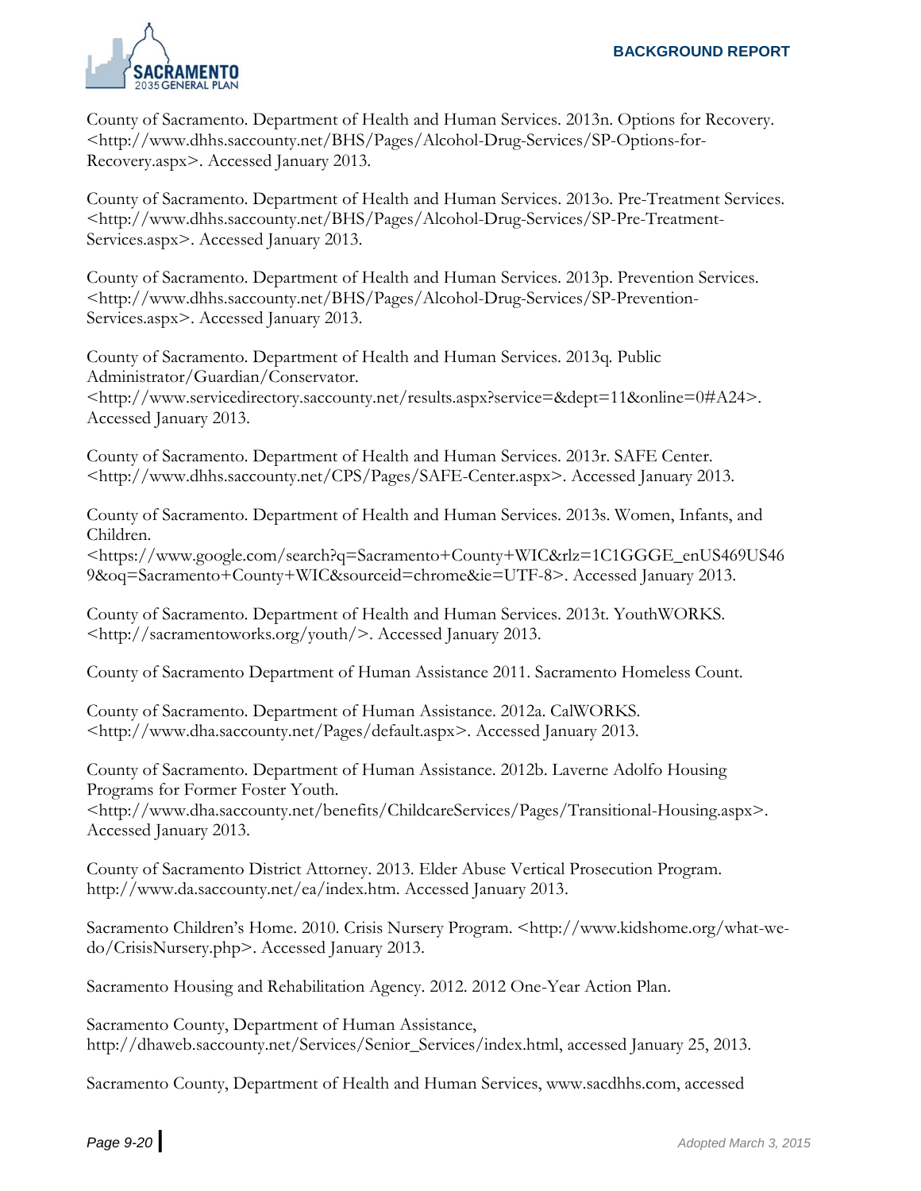County of Sacramento. Department of Health and Human Services. 2013n. Options for Recovery. <http://www.dhhs.saccounty.net/BHS/Pages/Alcohol-Drug-Services/SP-Options-for-Recovery.aspx>. Accessed January 2013.

County of Sacramento. Department of Health and Human Services. 2013o. Pre-Treatment Services. <http://www.dhhs.saccounty.net/BHS/Pages/Alcohol-Drug-Services/SP-Pre-Treatment-Services.aspx>. Accessed January 2013.

County of Sacramento. Department of Health and Human Services. 2013p. Prevention Services. <http://www.dhhs.saccounty.net/BHS/Pages/Alcohol-Drug-Services/SP-Prevention-Services.aspx>. Accessed January 2013.

County of Sacramento. Department of Health and Human Services. 2013q. Public Administrator/Guardian/Conservator. <http://www.servicedirectory.saccounty.net/results.aspx?service=&dept=11&online=0#A24>. Accessed January 2013.

County of Sacramento. Department of Health and Human Services. 2013r. SAFE Center. <http://www.dhhs.saccounty.net/CPS/Pages/SAFE-Center.aspx>. Accessed January 2013.

County of Sacramento. Department of Health and Human Services. 2013s. Women, Infants, and Children. <https://www.google.com/search?q=Sacramento+County+WIC&rlz=1C1GGGE_enUS469US469&oq=Sacramento+County+WIC&sourceid=chrome&ie=UTF-8>. Accessed January 2013.

County of Sacramento. Department of Health and Human Services. 2013t. YouthWORKS. <http://sacramentoworks.org/youth/>. Accessed January 2013.

County of Sacramento Department of Human Assistance 2011. Sacramento Homeless Count.

County of Sacramento. Department of Human Assistance. 2012a. CalWORKS. <http://www.dha.saccounty.net/Pages/default.aspx>. Accessed January 2013.

County of Sacramento. Department of Human Assistance. 2012b. Laverne Adolfo Housing Programs for Former Foster Youth. <http://www.dha.saccounty.net/benefits/ChildcareServices/Pages/Transitional-Housing.aspx>. Accessed January 2013.

County of Sacramento District Attorney. 2013. Elder Abuse Vertical Prosecution Program. http://www.da.saccounty.net/ea/index.htm. Accessed January 2013.

Sacramento Children's Home. 2010. Crisis Nursery Program. <http://www.kidshome.org/what-we-do/CrisisNursery.php>. Accessed January 2013.

Sacramento Housing and Rehabilitation Agency. 2012. 2012 One-Year Action Plan.

Sacramento County, Department of Human Assistance, http://dhaweb.saccounty.net/Services/Senior_Services/index.html, accessed January 25, 2013.

Sacramento County, Department of Health and Human Services, www.sacdhhs.com, accessed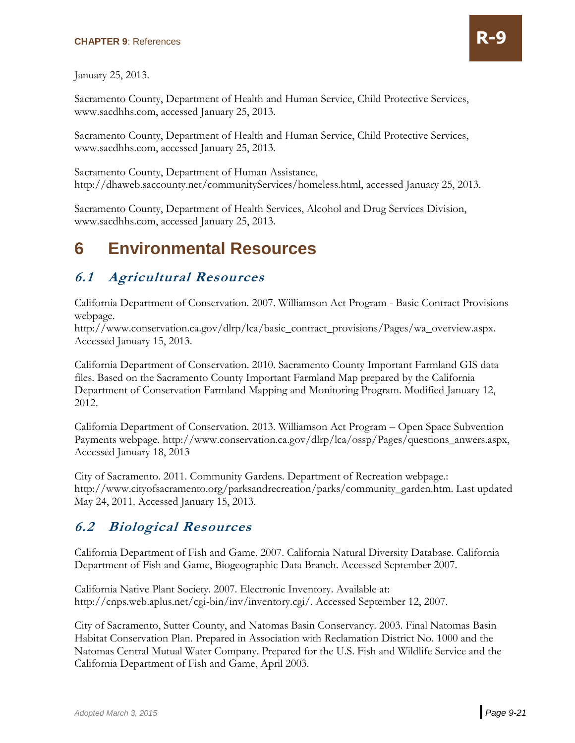January 25, 2013.

Sacramento County, Department of Health and Human Service, Child Protective Services, www.sacdhhs.com, accessed January 25, 2013.

Sacramento County, Department of Health and Human Service, Child Protective Services, www.sacdhhs.com, accessed January 25, 2013.

Sacramento County, Department of Human Assistance, http://dhaweb.saccounty.net/communityServices/homeless.html, accessed January 25, 2013.

Sacramento County, Department of Health Services, Alcohol and Drug Services Division, www.sacdhhs.com, accessed January 25, 2013.

# 6 Environmental Resources

## 6.1 Agricultural Resources

California Department of Conservation. 2007. Williamson Act Program - Basic Contract Provisions webpage.
http://www.conservation.ca.gov/dlrp/lca/basic_contract_provisions/Pages/wa_overview.aspx. Accessed January 15, 2013.

California Department of Conservation. 2010. Sacramento County Important Farmland GIS data files. Based on the Sacramento County Important Farmland Map prepared by the California Department of Conservation Farmland Mapping and Monitoring Program. Modified January 12, 2012.

California Department of Conservation. 2013. Williamson Act Program – Open Space Subvention Payments webpage. http://www.conservation.ca.gov/dlrp/lca/ossp/Pages/questions_anwers.aspx, Accessed January 18, 2013

City of Sacramento. 2011. Community Gardens. Department of Recreation webpage.: http://www.cityofsacramento.org/parksandrecreation/parks/community_garden.htm. Last updated May 24, 2011. Accessed January 15, 2013.

## 6.2 Biological Resources

California Department of Fish and Game. 2007. California Natural Diversity Database. California Department of Fish and Game, Biogeographic Data Branch. Accessed September 2007.

California Native Plant Society. 2007. Electronic Inventory. Available at: http://cnps.web.aplus.net/cgi-bin/inv/inventory.cgi/. Accessed September 12, 2007.

City of Sacramento, Sutter County, and Natomas Basin Conservancy. 2003. Final Natomas Basin Habitat Conservation Plan. Prepared in Association with Reclamation District No. 1000 and the Natomas Central Mutual Water Company. Prepared for the U.S. Fish and Wildlife Service and the California Department of Fish and Game, April 2003.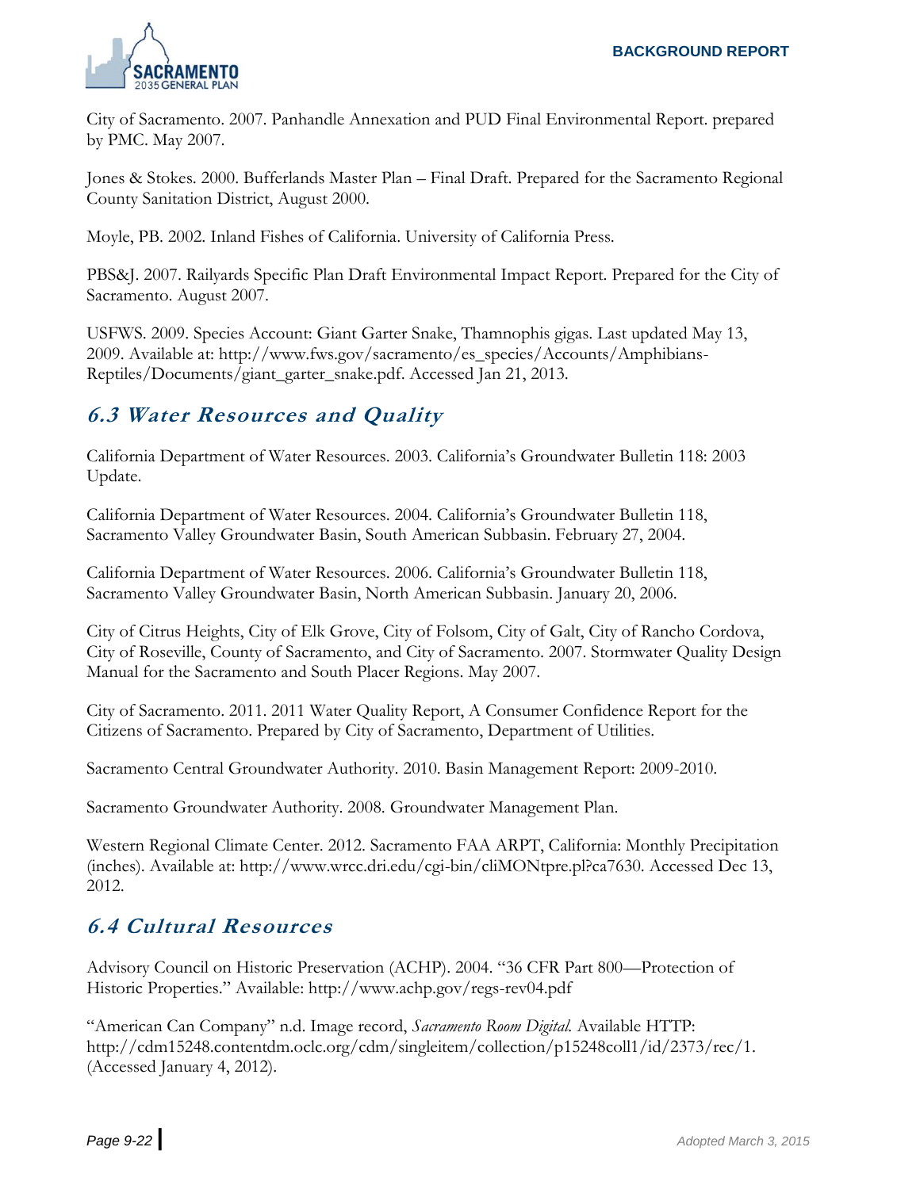City of Sacramento. 2007. Panhandle Annexation and PUD Final Environmental Report. prepared by PMC. May 2007.

Jones & Stokes. 2000. Bufferlands Master Plan – Final Draft. Prepared for the Sacramento Regional County Sanitation District, August 2000.

Moyle, PB. 2002. Inland Fishes of California. University of California Press.

PBS&J. 2007. Railyards Specific Plan Draft Environmental Impact Report. Prepared for the City of Sacramento. August 2007.

USFWS. 2009. Species Account: Giant Garter Snake, Thamnophis gigas. Last updated May 13, 2009. Available at: http://www.fws.gov/sacramento/es_species/Accounts/Amphibians-Reptiles/Documents/giant_garter_snake.pdf. Accessed Jan 21, 2013.

## 6.3 Water Resources and Quality

California Department of Water Resources. 2003. California's Groundwater Bulletin 118: 2003 Update.

California Department of Water Resources. 2004. California's Groundwater Bulletin 118, Sacramento Valley Groundwater Basin, South American Subbasin. February 27, 2004.

California Department of Water Resources. 2006. California's Groundwater Bulletin 118, Sacramento Valley Groundwater Basin, North American Subbasin. January 20, 2006.

City of Citrus Heights, City of Elk Grove, City of Folsom, City of Galt, City of Rancho Cordova, City of Roseville, County of Sacramento, and City of Sacramento. 2007. Stormwater Quality Design Manual for the Sacramento and South Placer Regions. May 2007.

City of Sacramento. 2011. 2011 Water Quality Report, A Consumer Confidence Report for the Citizens of Sacramento. Prepared by City of Sacramento, Department of Utilities.

Sacramento Central Groundwater Authority. 2010. Basin Management Report: 2009-2010.

Sacramento Groundwater Authority. 2008. Groundwater Management Plan.

Western Regional Climate Center. 2012. Sacramento FAA ARPT, California: Monthly Precipitation (inches). Available at: http://www.wrcc.dri.edu/cgi-bin/cliMONtpre.pl?ca7630. Accessed Dec 13, 2012.

## 6.4 Cultural Resources

Advisory Council on Historic Preservation (ACHP). 2004. "36 CFR Part 800—Protection of Historic Properties." Available: http://www.achp.gov/regs-rev04.pdf

"American Can Company" n.d. Image record, *Sacramento Room Digital.* Available HTTP: http://cdm15248.contentdm.oclc.org/cdm/singleitem/collection/p15248coll1/id/2373/rec/1. (Accessed January 4, 2012).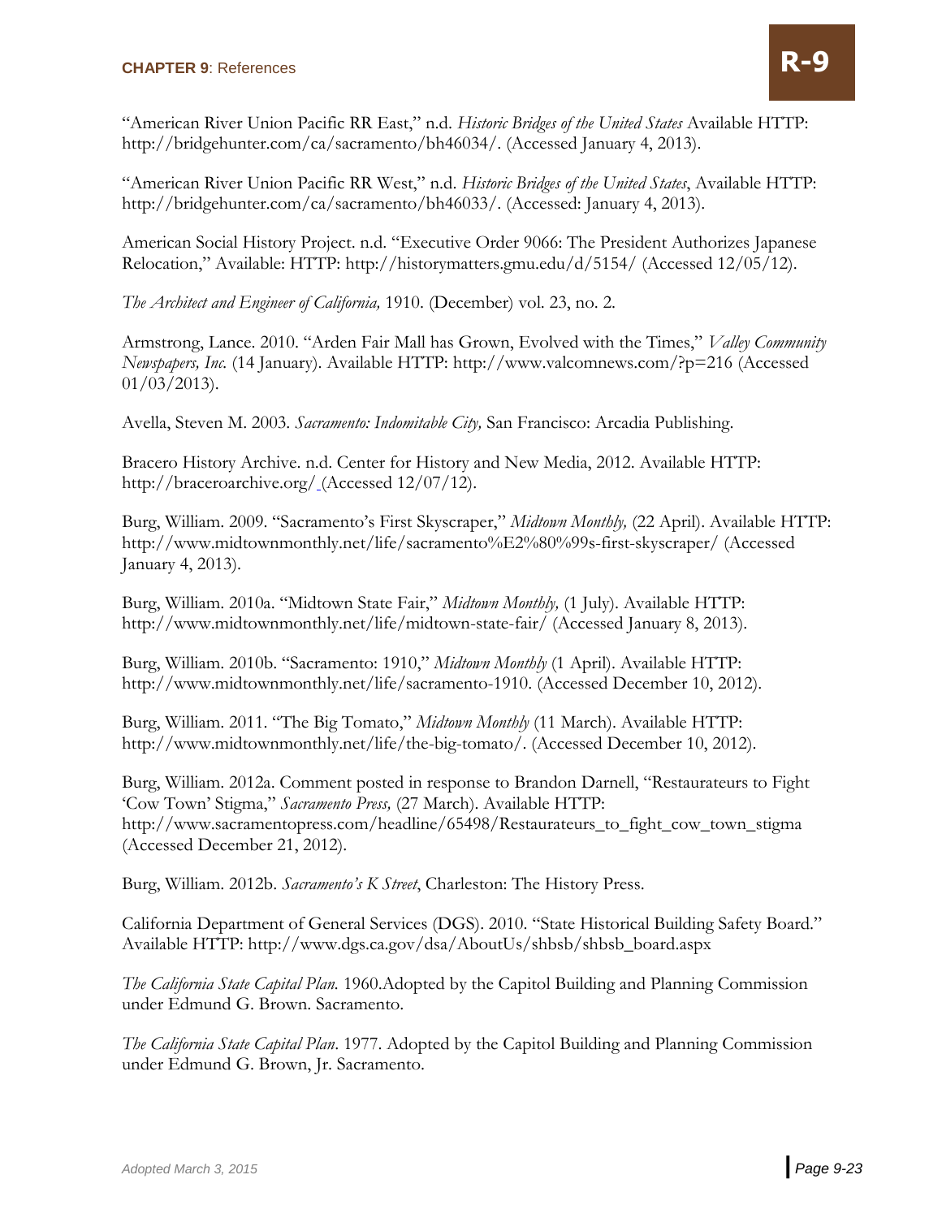"American River Union Pacific RR East," n.d. *Historic Bridges of the United States* Available HTTP: http://bridgehunter.com/ca/sacramento/bh46034/. (Accessed January 4, 2013).

"American River Union Pacific RR West," n.d. *Historic Bridges of the United States*, Available HTTP: http://bridgehunter.com/ca/sacramento/bh46033/. (Accessed: January 4, 2013).

American Social History Project. n.d. "Executive Order 9066: The President Authorizes Japanese Relocation," Available: HTTP: http://historymatters.gmu.edu/d/5154/ (Accessed 12/05/12).

*The Architect and Engineer of California,* 1910. (December) vol. 23, no. 2.

Armstrong, Lance. 2010. "Arden Fair Mall has Grown, Evolved with the Times," *Valley Community Newspapers, Inc.* (14 January). Available HTTP: http://www.valcomnews.com/?p=216 (Accessed 01/03/2013).

Avella, Steven M. 2003. *Sacramento: Indomitable City,* San Francisco: Arcadia Publishing.

Bracero History Archive. n.d. Center for History and New Media, 2012. Available HTTP: http://braceroarchive.org/ (Accessed 12/07/12).

Burg, William. 2009. "Sacramento's First Skyscraper," *Midtown Monthly,* (22 April). Available HTTP: http://www.midtownmonthly.net/life/sacramento%E2%80%99s-first-skyscraper/ (Accessed January 4, 2013).

Burg, William. 2010a. "Midtown State Fair," *Midtown Monthly,* (1 July). Available HTTP: http://www.midtownmonthly.net/life/midtown-state-fair/ (Accessed January 8, 2013).

Burg, William. 2010b. "Sacramento: 1910," *Midtown Monthly* (1 April). Available HTTP: http://www.midtownmonthly.net/life/sacramento-1910. (Accessed December 10, 2012).

Burg, William. 2011. "The Big Tomato," *Midtown Monthly* (11 March). Available HTTP: http://www.midtownmonthly.net/life/the-big-tomato/. (Accessed December 10, 2012).

Burg, William. 2012a. Comment posted in response to Brandon Darnell, "Restaurateurs to Fight 'Cow Town' Stigma," *Sacramento Press,* (27 March). Available HTTP: http://www.sacramentopress.com/headline/65498/Restaurateurs_to_fight_cow_town_stigma (Accessed December 21, 2012).

Burg, William. 2012b. *Sacramento's K Street*, Charleston: The History Press.

California Department of General Services (DGS). 2010. "State Historical Building Safety Board." Available HTTP: http://www.dgs.ca.gov/dsa/AboutUs/shbsb/shbsb_board.aspx

*The California State Capital Plan.* 1960.Adopted by the Capitol Building and Planning Commission under Edmund G. Brown. Sacramento.

*The California State Capital Plan*. 1977. Adopted by the Capitol Building and Planning Commission under Edmund G. Brown, Jr. Sacramento.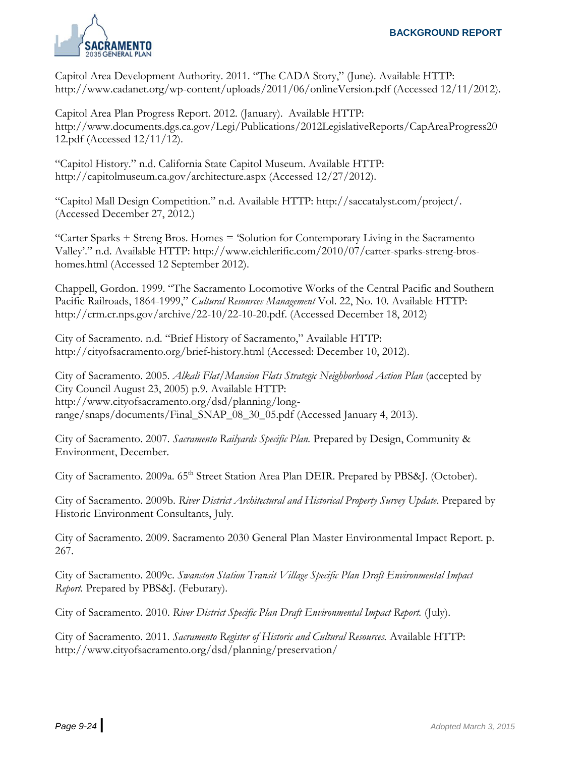Capitol Area Development Authority. 2011. "The CADA Story," (June). Available HTTP: http://www.cadanet.org/wp-content/uploads/2011/06/onlineVersion.pdf (Accessed 12/11/2012).

Capitol Area Plan Progress Report. 2012. (January). Available HTTP: http://www.documents.dgs.ca.gov/Legi/Publications/2012LegislativeReports/CapAreaProgress2012.pdf (Accessed 12/11/12).

"Capitol History." n.d. California State Capitol Museum. Available HTTP: http://capitolmuseum.ca.gov/architecture.aspx (Accessed 12/27/2012).

"Capitol Mall Design Competition." n.d. Available HTTP: http://saccatalyst.com/project/. (Accessed December 27, 2012.)

"Carter Sparks + Streng Bros. Homes = 'Solution for Contemporary Living in the Sacramento Valley'." n.d. Available HTTP: http://www.eichlerific.com/2010/07/carter-sparks-streng-bros-homes.html (Accessed 12 September 2012).

Chappell, Gordon. 1999. "The Sacramento Locomotive Works of the Central Pacific and Southern Pacific Railroads, 1864-1999," *Cultural Resources Management* Vol. 22, No. 10. Available HTTP: http://crm.cr.nps.gov/archive/22-10/22-10-20.pdf. (Accessed December 18, 2012)

City of Sacramento. n.d. "Brief History of Sacramento," Available HTTP: http://cityofsacramento.org/brief-history.html (Accessed: December 10, 2012).

City of Sacramento. 2005. *Alkali Flat/Mansion Flats Strategic Neighborhood Action Plan* (accepted by City Council August 23, 2005) p.9. Available HTTP: http://www.cityofsacramento.org/dsd/planning/long-range/snaps/documents/Final_SNAP_08_30_05.pdf (Accessed January 4, 2013).

City of Sacramento. 2007. *Sacramento Railyards Specific Plan.* Prepared by Design, Community & Environment, December.

City of Sacramento. 2009a. 65th Street Station Area Plan DEIR. Prepared by PBS&J. (October).

City of Sacramento. 2009b. *River District Architectural and Historical Property Survey Update*. Prepared by Historic Environment Consultants, July.

City of Sacramento. 2009. Sacramento 2030 General Plan Master Environmental Impact Report. p. 267.

City of Sacramento. 2009c. *Swanston Station Transit Village Specific Plan Draft Environmental Impact Report.* Prepared by PBS&J. (Feburary).

City of Sacramento. 2010. *River District Specific Plan Draft Environmental Impact Report.* (July).

City of Sacramento. 2011. *Sacramento Register of Historic and Cultural Resources.* Available HTTP: http://www.cityofsacramento.org/dsd/planning/preservation/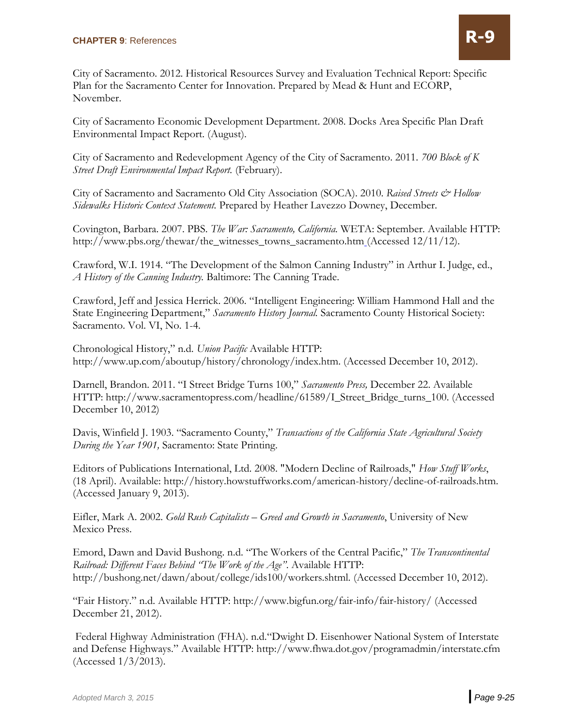City of Sacramento. 2012. Historical Resources Survey and Evaluation Technical Report: Specific Plan for the Sacramento Center for Innovation. Prepared by Mead & Hunt and ECORP, November.

City of Sacramento Economic Development Department. 2008. Docks Area Specific Plan Draft Environmental Impact Report. (August).

City of Sacramento and Redevelopment Agency of the City of Sacramento. 2011. *700 Block of K Street Draft Environmental Impact Report.* (February).

City of Sacramento and Sacramento Old City Association (SOCA). 2010. *Raised Streets & Hollow Sidewalks Historic Context Statement.* Prepared by Heather Lavezzo Downey, December.

Covington, Barbara. 2007. PBS. *The War: Sacramento, California.* WETA: September. Available HTTP: http://www.pbs.org/thewar/the_witnesses_towns_sacramento.htm (Accessed 12/11/12).

Crawford, W.I. 1914. "The Development of the Salmon Canning Industry" in Arthur I. Judge, ed., *A History of the Canning Industry.* Baltimore: The Canning Trade.

Crawford, Jeff and Jessica Herrick. 2006. "Intelligent Engineering: William Hammond Hall and the State Engineering Department," *Sacramento History Journal.* Sacramento County Historical Society: Sacramento. Vol. VI, No. 1-4.

Chronological History," n.d. *Union Pacific* Available HTTP: http://www.up.com/aboutup/history/chronology/index.htm. (Accessed December 10, 2012).

Darnell, Brandon. 2011. "I Street Bridge Turns 100," *Sacramento Press,* December 22. Available HTTP: http://www.sacramentopress.com/headline/61589/I_Street_Bridge_turns_100. (Accessed December 10, 2012)

Davis, Winfield J. 1903. "Sacramento County," *Transactions of the California State Agricultural Society During the Year 1901,* Sacramento: State Printing.

Editors of Publications International, Ltd. 2008. "Modern Decline of Railroads," *How Stuff Works*, (18 April). Available: http://history.howstuffworks.com/american-history/decline-of-railroads.htm. (Accessed January 9, 2013).

Eifler, Mark A. 2002. *Gold Rush Capitalists – Greed and Growth in Sacramento*, University of New Mexico Press.

Emord, Dawn and David Bushong. n.d. "The Workers of the Central Pacific," *The Transcontinental Railroad: Different Faces Behind "The Work of the Age".* Available HTTP: http://bushong.net/dawn/about/college/ids100/workers.shtml. (Accessed December 10, 2012).

"Fair History." n.d. Available HTTP: http://www.bigfun.org/fair-info/fair-history/ (Accessed December 21, 2012).

Federal Highway Administration (FHA). n.d."Dwight D. Eisenhower National System of Interstate and Defense Highways." Available HTTP: http://www.fhwa.dot.gov/programadmin/interstate.cfm (Accessed 1/3/2013).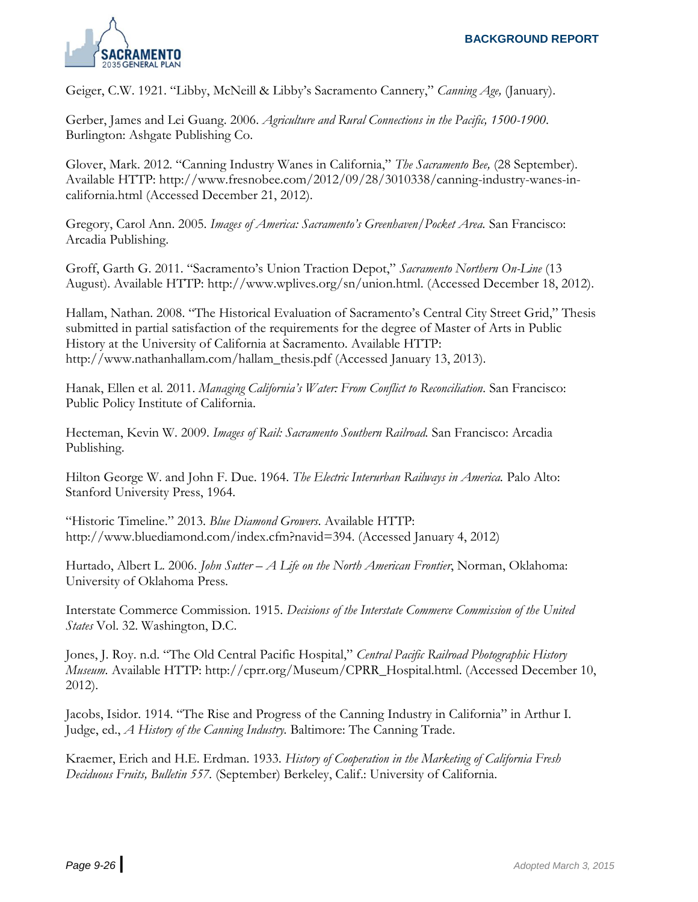Geiger, C.W. 1921. "Libby, McNeill & Libby's Sacramento Cannery," *Canning Age,* (January).

Gerber, James and Lei Guang. 2006. *Agriculture and Rural Connections in the Pacific, 1500-1900*. Burlington: Ashgate Publishing Co.

Glover, Mark. 2012. "Canning Industry Wanes in California," *The Sacramento Bee,* (28 September). Available HTTP: http://www.fresnobee.com/2012/09/28/3010338/canning-industry-wanes-in-california.html (Accessed December 21, 2012).

Gregory, Carol Ann. 2005. *Images of America: Sacramento's Greenhaven/Pocket Area.* San Francisco: Arcadia Publishing.

Groff, Garth G. 2011. "Sacramento's Union Traction Depot," *Sacramento Northern On-Line* (13 August). Available HTTP: http://www.wplives.org/sn/union.html. (Accessed December 18, 2012).

Hallam, Nathan. 2008. "The Historical Evaluation of Sacramento's Central City Street Grid," Thesis submitted in partial satisfaction of the requirements for the degree of Master of Arts in Public History at the University of California at Sacramento. Available HTTP: http://www.nathanhallam.com/hallam_thesis.pdf (Accessed January 13, 2013).

Hanak, Ellen et al. 2011. *Managing California's Water: From Conflict to Reconciliation*. San Francisco: Public Policy Institute of California.

Hecteman, Kevin W. 2009. *Images of Rail: Sacramento Southern Railroad.* San Francisco: Arcadia Publishing.

Hilton George W. and John F. Due. 1964. *The Electric Interurban Railways in America.* Palo Alto: Stanford University Press, 1964.

"Historic Timeline." 2013. *Blue Diamond Growers.* Available HTTP: http://www.bluediamond.com/index.cfm?navid=394. (Accessed January 4, 2012)

Hurtado, Albert L. 2006. *John Sutter – A Life on the North American Frontier*, Norman, Oklahoma: University of Oklahoma Press.

Interstate Commerce Commission. 1915. *Decisions of the Interstate Commerce Commission of the United States* Vol. 32. Washington, D.C.

Jones, J. Roy. n.d. "The Old Central Pacific Hospital," *Central Pacific Railroad Photographic History Museum.* Available HTTP: http://cprr.org/Museum/CPRR_Hospital.html. (Accessed December 10, 2012).

Jacobs, Isidor. 1914. "The Rise and Progress of the Canning Industry in California" in Arthur I. Judge, ed., *A History of the Canning Industry.* Baltimore: The Canning Trade.

Kraemer, Erich and H.E. Erdman. 1933. *History of Cooperation in the Marketing of California Fresh Deciduous Fruits, Bulletin 557.* (September) Berkeley, Calif.: University of California.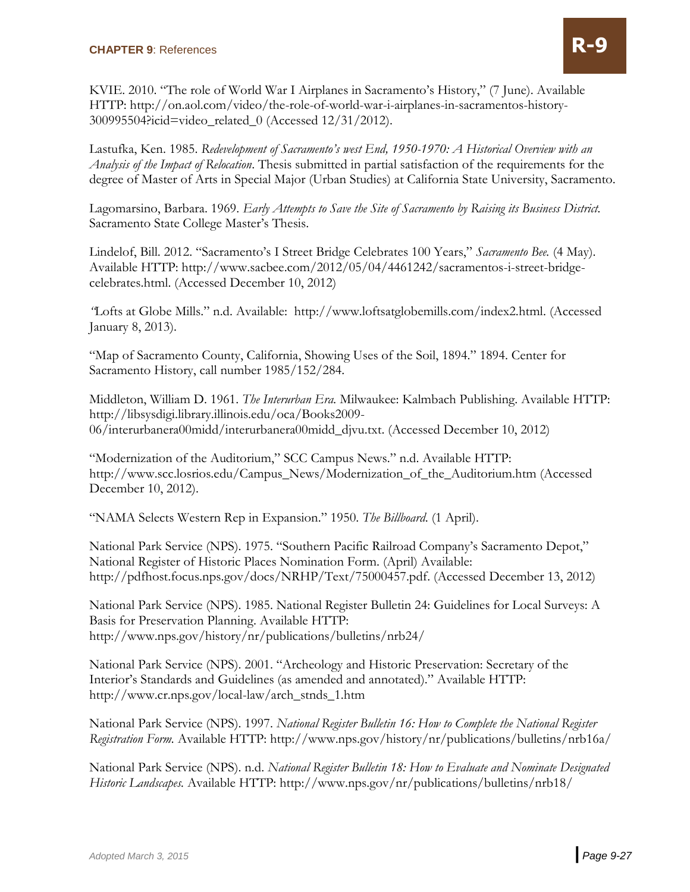KVIE. 2010. "The role of World War I Airplanes in Sacramento's History," (7 June). Available HTTP: http://on.aol.com/video/the-role-of-world-war-i-airplanes-in-sacramentos-history-300995504?icid=video_related_0 (Accessed 12/31/2012).

Lastufka, Ken. 1985. *Redevelopment of Sacramento's west End, 1950-1970: A Historical Overview with an Analysis of the Impact of Relocation*. Thesis submitted in partial satisfaction of the requirements for the degree of Master of Arts in Special Major (Urban Studies) at California State University, Sacramento.

Lagomarsino, Barbara. 1969. *Early Attempts to Save the Site of Sacramento by Raising its Business District.* Sacramento State College Master's Thesis.

Lindelof, Bill. 2012. "Sacramento's I Street Bridge Celebrates 100 Years," *Sacramento Bee.* (4 May). Available HTTP: http://www.sacbee.com/2012/05/04/4461242/sacramentos-i-street-bridge-celebrates.html. (Accessed December 10, 2012)

"Lofts at Globe Mills." n.d. Available: http://www.loftsatglobemills.com/index2.html. (Accessed January 8, 2013).

"Map of Sacramento County, California, Showing Uses of the Soil, 1894." 1894. Center for Sacramento History, call number 1985/152/284.

Middleton, William D. 1961. *The Interurban Era.* Milwaukee: Kalmbach Publishing. Available HTTP: http://libsysdigi.library.illinois.edu/oca/Books2009-06/interurbanera00midd/interurbanera00midd_djvu.txt. (Accessed December 10, 2012)

"Modernization of the Auditorium," SCC Campus News." n.d. Available HTTP: http://www.scc.losrios.edu/Campus_News/Modernization_of_the_Auditorium.htm (Accessed December 10, 2012).

"NAMA Selects Western Rep in Expansion." 1950. *The Billboard.* (1 April).

National Park Service (NPS). 1975. "Southern Pacific Railroad Company's Sacramento Depot," National Register of Historic Places Nomination Form. (April) Available: http://pdfhost.focus.nps.gov/docs/NRHP/Text/75000457.pdf. (Accessed December 13, 2012)

National Park Service (NPS). 1985. National Register Bulletin 24: Guidelines for Local Surveys: A Basis for Preservation Planning. Available HTTP: http://www.nps.gov/history/nr/publications/bulletins/nrb24/

National Park Service (NPS). 2001. "Archeology and Historic Preservation: Secretary of the Interior's Standards and Guidelines (as amended and annotated)." Available HTTP: http://www.cr.nps.gov/local-law/arch_stnds_1.htm

National Park Service (NPS). 1997. *National Register Bulletin 16: How to Complete the National Register Registration Form.* Available HTTP: http://www.nps.gov/history/nr/publications/bulletins/nrb16a/

National Park Service (NPS). n.d. *National Register Bulletin 18: How to Evaluate and Nominate Designated Historic Landscapes.* Available HTTP: http://www.nps.gov/nr/publications/bulletins/nrb18/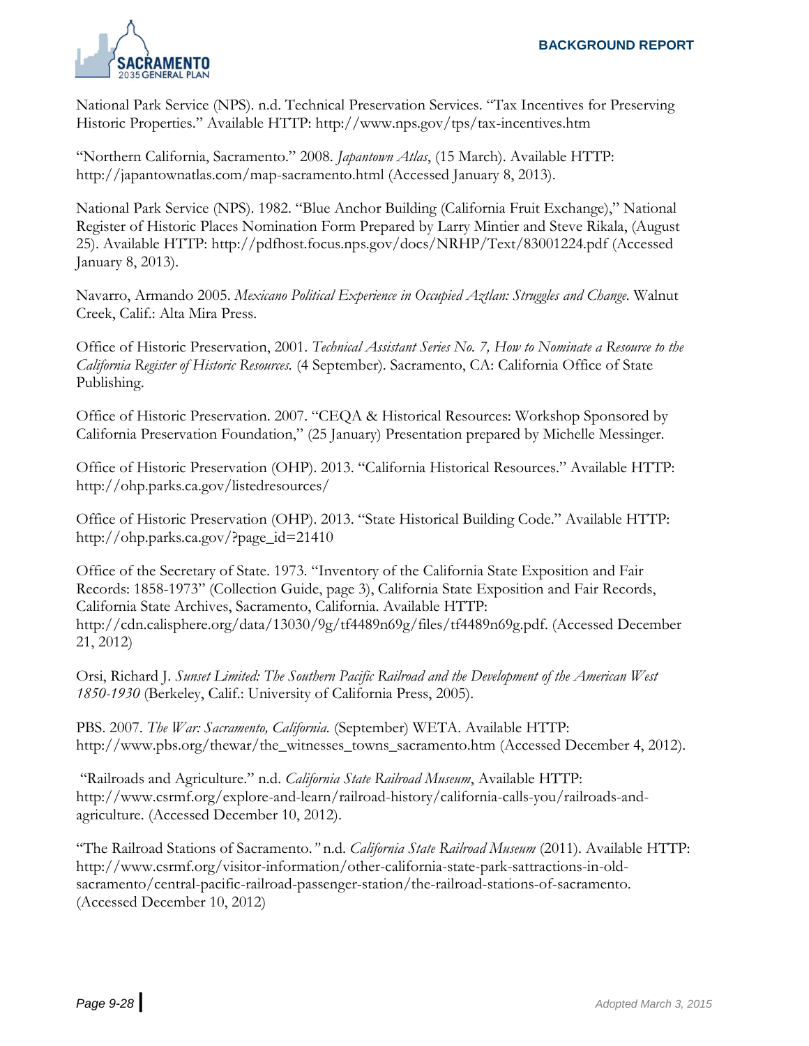National Park Service (NPS). n.d. Technical Preservation Services. "Tax Incentives for Preserving Historic Properties." Available HTTP: http://www.nps.gov/tps/tax-incentives.htm

"Northern California, Sacramento." 2008. *Japantown Atlas*, (15 March). Available HTTP: http://japantownatlas.com/map-sacramento.html (Accessed January 8, 2013).

National Park Service (NPS). 1982. "Blue Anchor Building (California Fruit Exchange)," National Register of Historic Places Nomination Form Prepared by Larry Mintier and Steve Rikala, (August 25). Available HTTP: http://pdfhost.focus.nps.gov/docs/NRHP/Text/83001224.pdf (Accessed January 8, 2013).

Navarro, Armando 2005. *Mexicano Political Experience in Occupied Aztlan: Struggles and Change.* Walnut Creek, Calif.: Alta Mira Press.

Office of Historic Preservation, 2001. *Technical Assistant Series No. 7, How to Nominate a Resource to the California Register of Historic Resources.* (4 September). Sacramento, CA: California Office of State Publishing.

Office of Historic Preservation. 2007. "CEQA & Historical Resources: Workshop Sponsored by California Preservation Foundation," (25 January) Presentation prepared by Michelle Messinger.

Office of Historic Preservation (OHP). 2013. "California Historical Resources." Available HTTP: http://ohp.parks.ca.gov/listedresources/

Office of Historic Preservation (OHP). 2013. "State Historical Building Code." Available HTTP: http://ohp.parks.ca.gov/?page_id=21410

Office of the Secretary of State. 1973. "Inventory of the California State Exposition and Fair Records: 1858-1973" (Collection Guide, page 3), California State Exposition and Fair Records, California State Archives, Sacramento, California. Available HTTP: http://cdn.calisphere.org/data/13030/9g/tf4489n69g/files/tf4489n69g.pdf. (Accessed December 21, 2012)

Orsi, Richard J. *Sunset Limited: The Southern Pacific Railroad and the Development of the American West 1850-1930* (Berkeley, Calif.: University of California Press, 2005).

PBS. 2007. *The War: Sacramento, California.* (September) WETA. Available HTTP: http://www.pbs.org/thewar/the_witnesses_towns_sacramento.htm (Accessed December 4, 2012).

"Railroads and Agriculture." n.d. *California State Railroad Museum*, Available HTTP: http://www.csrmf.org/explore-and-learn/railroad-history/california-calls-you/railroads-and-agriculture. (Accessed December 10, 2012).

"The Railroad Stations of Sacramento." n.d. *California State Railroad Museum* (2011). Available HTTP: http://www.csrmf.org/visitor-information/other-california-state-park-sattractions-in-old-sacramento/central-pacific-railroad-passenger-station/the-railroad-stations-of-sacramento. (Accessed December 10, 2012)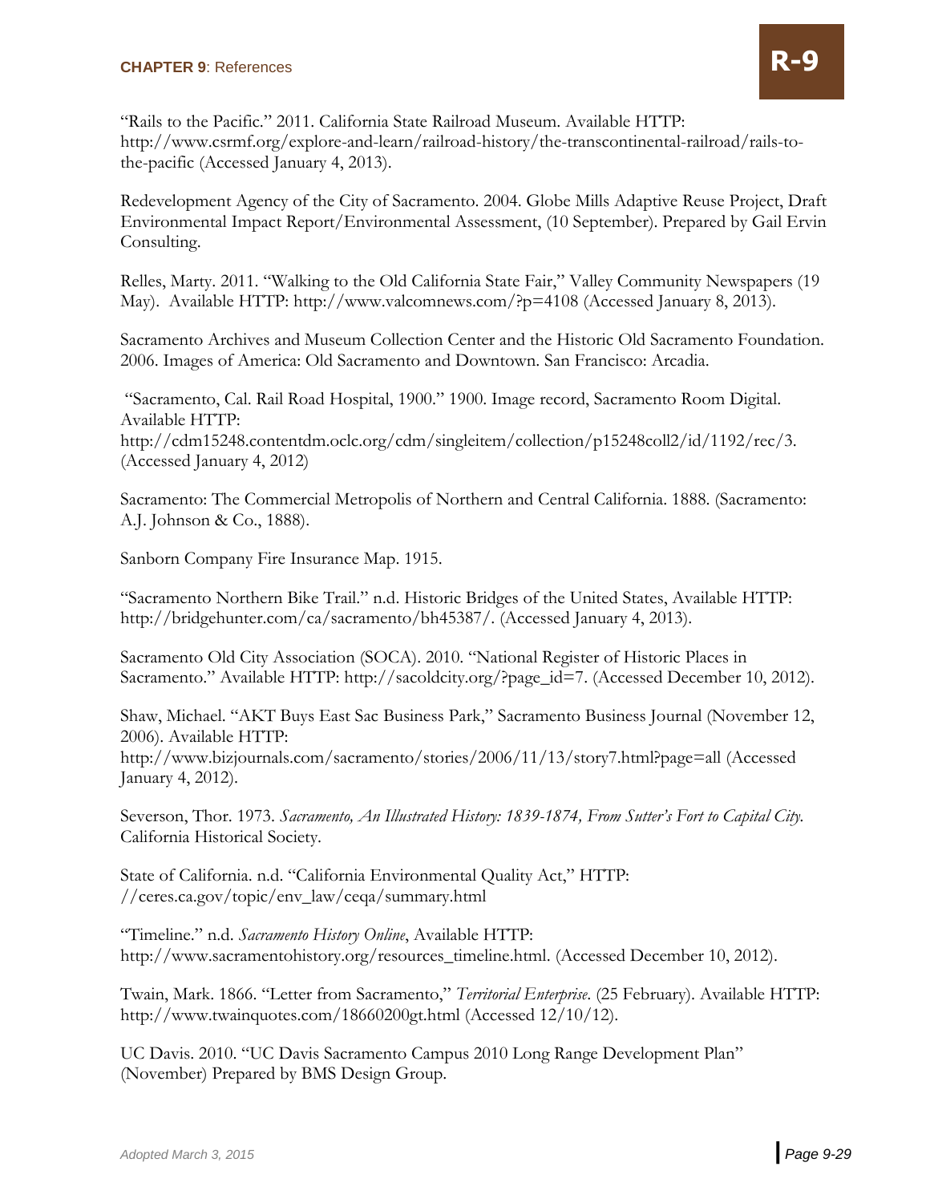"Rails to the Pacific." 2011. California State Railroad Museum. Available HTTP: http://www.csrmf.org/explore-and-learn/railroad-history/the-transcontinental-railroad/rails-to-the-pacific (Accessed January 4, 2013).

Redevelopment Agency of the City of Sacramento. 2004. Globe Mills Adaptive Reuse Project, Draft Environmental Impact Report/Environmental Assessment, (10 September). Prepared by Gail Ervin Consulting.

Relles, Marty. 2011. "Walking to the Old California State Fair," Valley Community Newspapers (19 May). Available HTTP: http://www.valcomnews.com/?p=4108 (Accessed January 8, 2013).

Sacramento Archives and Museum Collection Center and the Historic Old Sacramento Foundation. 2006. Images of America: Old Sacramento and Downtown. San Francisco: Arcadia.

"Sacramento, Cal. Rail Road Hospital, 1900." 1900. Image record, Sacramento Room Digital. Available HTTP: http://cdm15248.contentdm.oclc.org/cdm/singleitem/collection/p15248coll2/id/1192/rec/3. (Accessed January 4, 2012)

Sacramento: The Commercial Metropolis of Northern and Central California. 1888. (Sacramento: A.J. Johnson & Co., 1888).

Sanborn Company Fire Insurance Map. 1915.

"Sacramento Northern Bike Trail." n.d. Historic Bridges of the United States, Available HTTP: http://bridgehunter.com/ca/sacramento/bh45387/. (Accessed January 4, 2013).

Sacramento Old City Association (SOCA). 2010. "National Register of Historic Places in Sacramento." Available HTTP: http://sacoldcity.org/?page_id=7. (Accessed December 10, 2012).

Shaw, Michael. "AKT Buys East Sac Business Park," Sacramento Business Journal (November 12, 2006). Available HTTP: http://www.bizjournals.com/sacramento/stories/2006/11/13/story7.html?page=all (Accessed January 4, 2012).

Severson, Thor. 1973. *Sacramento, An Illustrated History: 1839-1874, From Sutter's Fort to Capital City.* California Historical Society.

State of California. n.d. "California Environmental Quality Act," HTTP: //ceres.ca.gov/topic/env_law/ceqa/summary.html

"Timeline." n.d. *Sacramento History Online*, Available HTTP: http://www.sacramentohistory.org/resources_timeline.html. (Accessed December 10, 2012).

Twain, Mark. 1866. "Letter from Sacramento," *Territorial Enterprise*. (25 February). Available HTTP: http://www.twainquotes.com/18660200gt.html (Accessed 12/10/12).

UC Davis. 2010. "UC Davis Sacramento Campus 2010 Long Range Development Plan" (November) Prepared by BMS Design Group.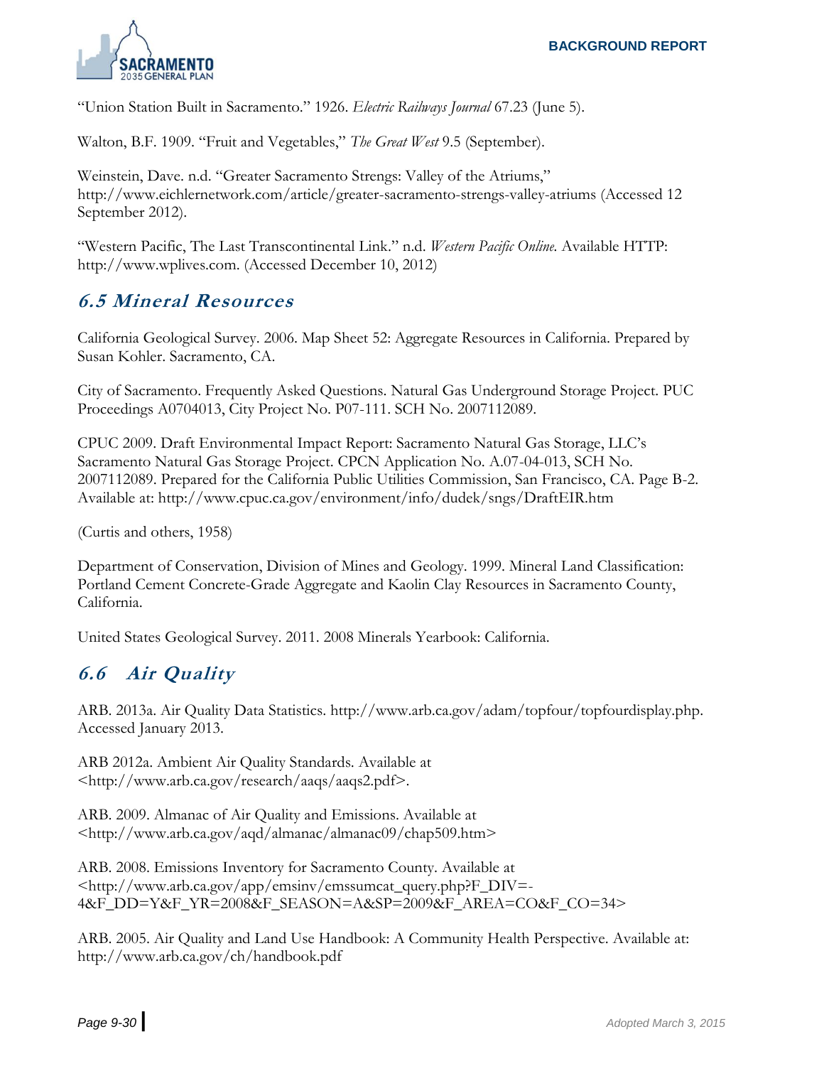"Union Station Built in Sacramento." 1926. *Electric Railways Journal* 67.23 (June 5).

Walton, B.F. 1909. "Fruit and Vegetables," *The Great West* 9.5 (September).

Weinstein, Dave. n.d. "Greater Sacramento Strengs: Valley of the Atriums," http://www.eichlernetwork.com/article/greater-sacramento-strengs-valley-atriums (Accessed 12 September 2012).

"Western Pacific, The Last Transcontinental Link." n.d. *Western Pacific Online.* Available HTTP: http://www.wplives.com. (Accessed December 10, 2012)

## 6.5 Mineral Resources

California Geological Survey. 2006. Map Sheet 52: Aggregate Resources in California. Prepared by Susan Kohler. Sacramento, CA.

City of Sacramento. Frequently Asked Questions. Natural Gas Underground Storage Project. PUC Proceedings A0704013, City Project No. P07-111. SCH No. 2007112089.

CPUC 2009. Draft Environmental Impact Report: Sacramento Natural Gas Storage, LLC's Sacramento Natural Gas Storage Project. CPCN Application No. A.07-04-013, SCH No. 2007112089. Prepared for the California Public Utilities Commission, San Francisco, CA. Page B-2. Available at: http://www.cpuc.ca.gov/environment/info/dudek/sngs/DraftEIR.htm

(Curtis and others, 1958)

Department of Conservation, Division of Mines and Geology. 1999. Mineral Land Classification: Portland Cement Concrete-Grade Aggregate and Kaolin Clay Resources in Sacramento County, California.

United States Geological Survey. 2011. 2008 Minerals Yearbook: California.

## 6.6 Air Quality

ARB. 2013a. Air Quality Data Statistics. http://www.arb.ca.gov/adam/topfour/topfourdisplay.php. Accessed January 2013.

ARB 2012a. Ambient Air Quality Standards. Available at <http://www.arb.ca.gov/research/aaqs/aaqs2.pdf>.

ARB. 2009. Almanac of Air Quality and Emissions. Available at <http://www.arb.ca.gov/aqd/almanac/almanac09/chap509.htm>

ARB. 2008. Emissions Inventory for Sacramento County. Available at <http://www.arb.ca.gov/app/emsinv/emssumcat_query.php?F_DIV=-4&F_DD=Y&F_YR=2008&F_SEASON=A&SP=2009&F_AREA=CO&F_CO=34>

ARB. 2005. Air Quality and Land Use Handbook: A Community Health Perspective. Available at: http://www.arb.ca.gov/ch/handbook.pdf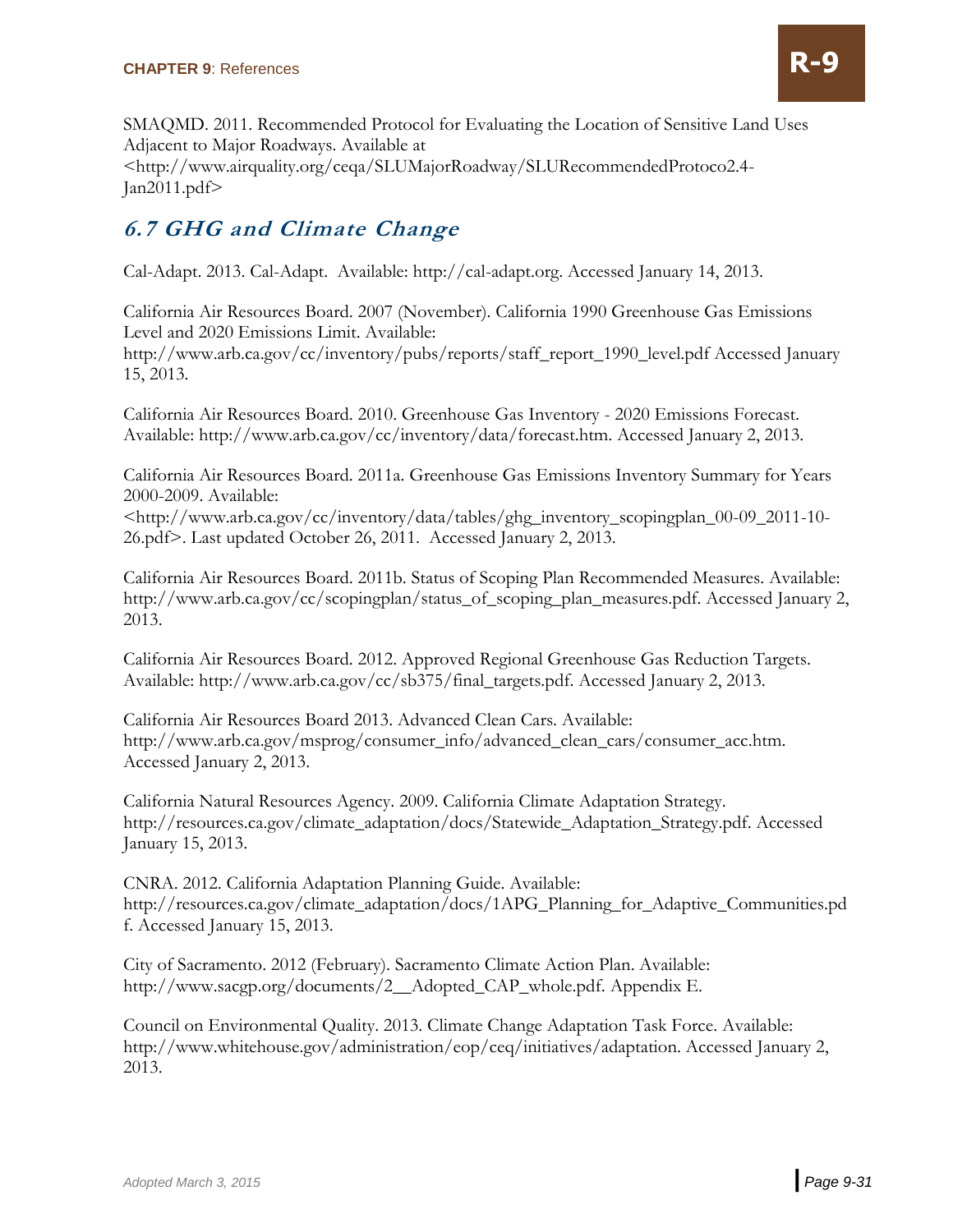SMAQMD. 2011. Recommended Protocol for Evaluating the Location of Sensitive Land Uses Adjacent to Major Roadways. Available at <http://www.airquality.org/ceqa/SLUMajorRoadway/SLURecommendedProtoco2.4-Jan2011.pdf>

## *6.7 GHG and Climate Change*

Cal-Adapt. 2013. Cal-Adapt. Available: http://cal-adapt.org. Accessed January 14, 2013.

California Air Resources Board. 2007 (November). California 1990 Greenhouse Gas Emissions Level and 2020 Emissions Limit. Available: http://www.arb.ca.gov/cc/inventory/pubs/reports/staff_report_1990_level.pdf Accessed January 15, 2013.

California Air Resources Board. 2010. Greenhouse Gas Inventory - 2020 Emissions Forecast. Available: http://www.arb.ca.gov/cc/inventory/data/forecast.htm. Accessed January 2, 2013.

California Air Resources Board. 2011a. Greenhouse Gas Emissions Inventory Summary for Years 2000-2009. Available: <http://www.arb.ca.gov/cc/inventory/data/tables/ghg_inventory_scopingplan_00-09_2011-10-26.pdf>. Last updated October 26, 2011. Accessed January 2, 2013.

California Air Resources Board. 2011b. Status of Scoping Plan Recommended Measures. Available: http://www.arb.ca.gov/cc/scopingplan/status_of_scoping_plan_measures.pdf. Accessed January 2, 2013.

California Air Resources Board. 2012. Approved Regional Greenhouse Gas Reduction Targets. Available: http://www.arb.ca.gov/cc/sb375/final_targets.pdf. Accessed January 2, 2013.

California Air Resources Board 2013. Advanced Clean Cars. Available: http://www.arb.ca.gov/msprog/consumer_info/advanced_clean_cars/consumer_acc.htm. Accessed January 2, 2013.

California Natural Resources Agency. 2009. California Climate Adaptation Strategy. http://resources.ca.gov/climate_adaptation/docs/Statewide_Adaptation_Strategy.pdf. Accessed January 15, 2013.

CNRA. 2012. California Adaptation Planning Guide. Available: http://resources.ca.gov/climate_adaptation/docs/1APG_Planning_for_Adaptive_Communities.pdf. Accessed January 15, 2013.

City of Sacramento. 2012 (February). Sacramento Climate Action Plan. Available: http://www.sacgp.org/documents/2__Adopted_CAP_whole.pdf. Appendix E.

Council on Environmental Quality. 2013. Climate Change Adaptation Task Force. Available: http://www.whitehouse.gov/administration/eop/ceq/initiatives/adaptation. Accessed January 2, 2013.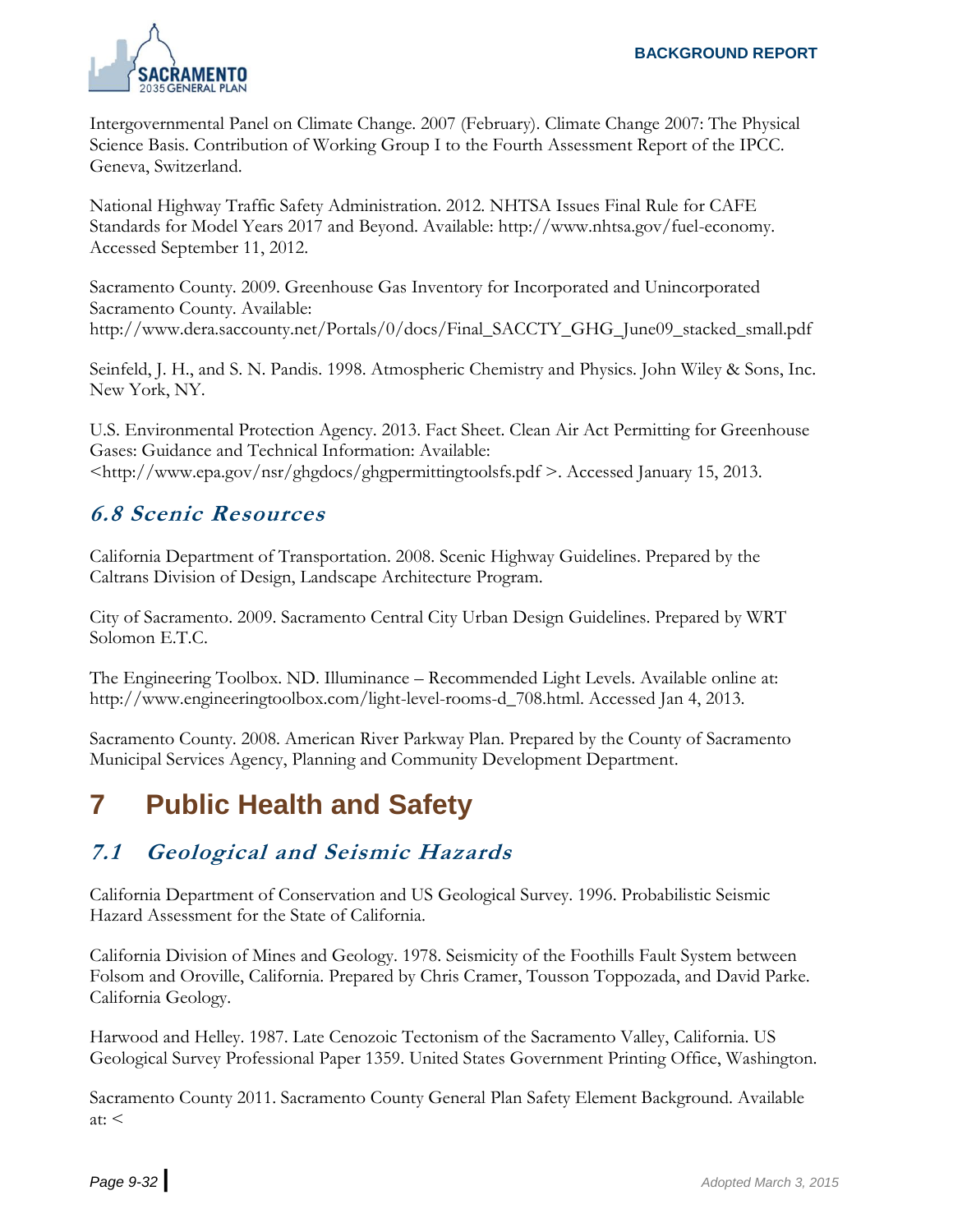Intergovernmental Panel on Climate Change. 2007 (February). Climate Change 2007: The Physical Science Basis. Contribution of Working Group I to the Fourth Assessment Report of the IPCC. Geneva, Switzerland.

National Highway Traffic Safety Administration. 2012. NHTSA Issues Final Rule for CAFE Standards for Model Years 2017 and Beyond. Available: http://www.nhtsa.gov/fuel-economy. Accessed September 11, 2012.

Sacramento County. 2009. Greenhouse Gas Inventory for Incorporated and Unincorporated Sacramento County. Available: http://www.dera.saccounty.net/Portals/0/docs/Final_SACCTY_GHG_June09_stacked_small.pdf

Seinfeld, J. H., and S. N. Pandis. 1998. Atmospheric Chemistry and Physics. John Wiley & Sons, Inc. New York, NY.

U.S. Environmental Protection Agency. 2013. Fact Sheet. Clean Air Act Permitting for Greenhouse Gases: Guidance and Technical Information: Available: <http://www.epa.gov/nsr/ghgdocs/ghgpermittingtoolsfs.pdf >. Accessed January 15, 2013.

### 6.8 Scenic Resources

California Department of Transportation. 2008. Scenic Highway Guidelines. Prepared by the Caltrans Division of Design, Landscape Architecture Program.

City of Sacramento. 2009. Sacramento Central City Urban Design Guidelines. Prepared by WRT Solomon E.T.C.

The Engineering Toolbox. ND. Illuminance – Recommended Light Levels. Available online at: http://www.engineeringtoolbox.com/light-level-rooms-d_708.html. Accessed Jan 4, 2013.

Sacramento County. 2008. American River Parkway Plan. Prepared by the County of Sacramento Municipal Services Agency, Planning and Community Development Department.

## 7 Public Health and Safety

### 7.1 Geological and Seismic Hazards

California Department of Conservation and US Geological Survey. 1996. Probabilistic Seismic Hazard Assessment for the State of California.

California Division of Mines and Geology. 1978. Seismicity of the Foothills Fault System between Folsom and Oroville, California. Prepared by Chris Cramer, Tousson Toppozada, and David Parke. California Geology.

Harwood and Helley. 1987. Late Cenozoic Tectonism of the Sacramento Valley, California. US Geological Survey Professional Paper 1359. United States Government Printing Office, Washington.

Sacramento County 2011. Sacramento County General Plan Safety Element Background. Available at: <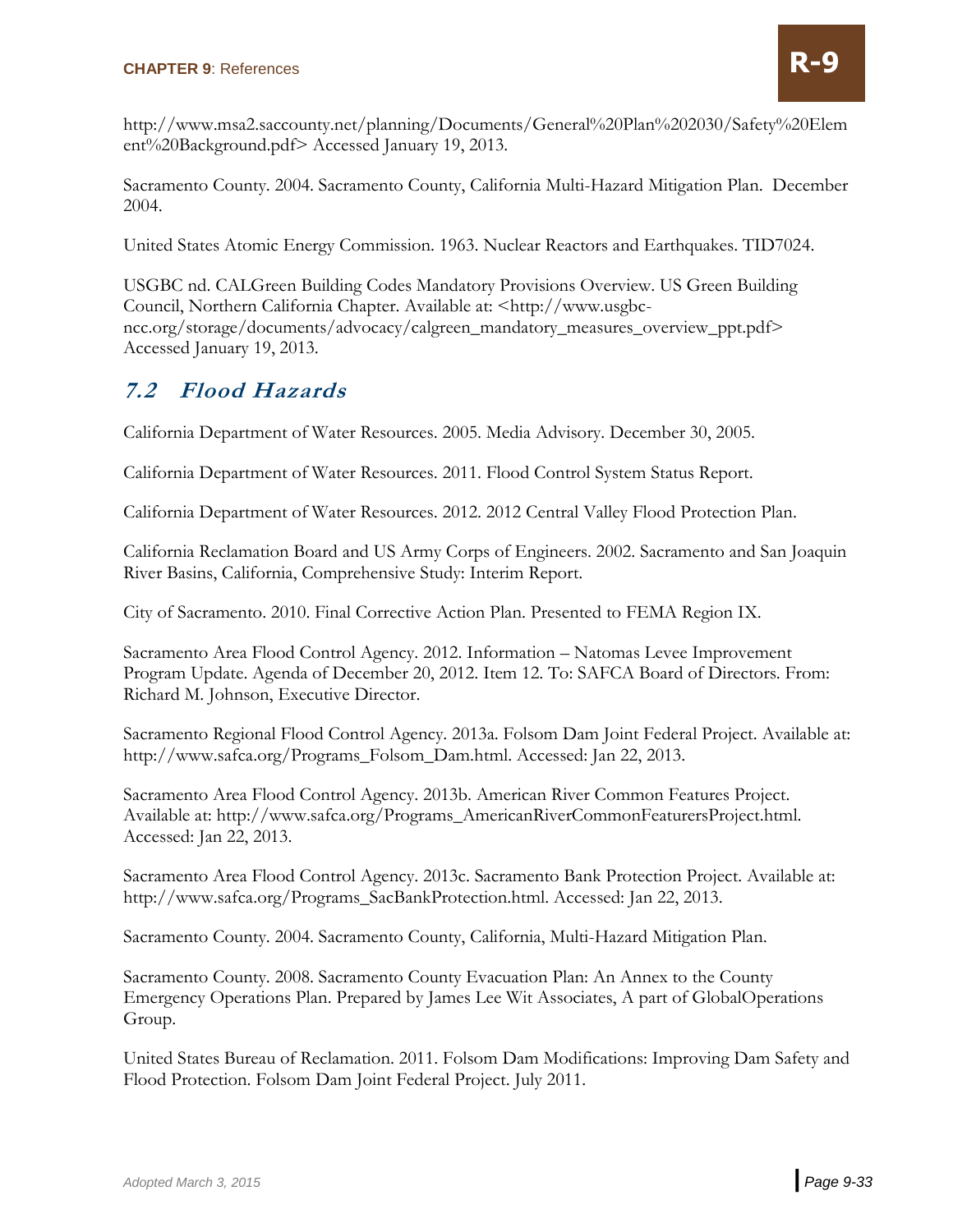http://www.msa2.saccounty.net/planning/Documents/General%20Plan%202030/Safety%20Element%20Background.pdf> Accessed January 19, 2013.

Sacramento County. 2004. Sacramento County, California Multi-Hazard Mitigation Plan. December 2004.

United States Atomic Energy Commission. 1963. Nuclear Reactors and Earthquakes. TID7024.

USGBC nd. CALGreen Building Codes Mandatory Provisions Overview. US Green Building Council, Northern California Chapter. Available at: <http://www.usgbc-ncc.org/storage/documents/advocacy/calgreen_mandatory_measures_overview_ppt.pdf> Accessed January 19, 2013.

## *7.2 Flood Hazards*

California Department of Water Resources. 2005. Media Advisory. December 30, 2005.

California Department of Water Resources. 2011. Flood Control System Status Report.

California Department of Water Resources. 2012. 2012 Central Valley Flood Protection Plan.

California Reclamation Board and US Army Corps of Engineers. 2002. Sacramento and San Joaquin River Basins, California, Comprehensive Study: Interim Report.

City of Sacramento. 2010. Final Corrective Action Plan. Presented to FEMA Region IX.

Sacramento Area Flood Control Agency. 2012. Information – Natomas Levee Improvement Program Update. Agenda of December 20, 2012. Item 12. To: SAFCA Board of Directors. From: Richard M. Johnson, Executive Director.

Sacramento Regional Flood Control Agency. 2013a. Folsom Dam Joint Federal Project. Available at: http://www.safca.org/Programs_Folsom_Dam.html. Accessed: Jan 22, 2013.

Sacramento Area Flood Control Agency. 2013b. American River Common Features Project. Available at: http://www.safca.org/Programs_AmericanRiverCommonFeaturersProject.html. Accessed: Jan 22, 2013.

Sacramento Area Flood Control Agency. 2013c. Sacramento Bank Protection Project. Available at: http://www.safca.org/Programs_SacBankProtection.html. Accessed: Jan 22, 2013.

Sacramento County. 2004. Sacramento County, California, Multi-Hazard Mitigation Plan.

Sacramento County. 2008. Sacramento County Evacuation Plan: An Annex to the County Emergency Operations Plan. Prepared by James Lee Wit Associates, A part of GlobalOperations Group.

United States Bureau of Reclamation. 2011. Folsom Dam Modifications: Improving Dam Safety and Flood Protection. Folsom Dam Joint Federal Project. July 2011.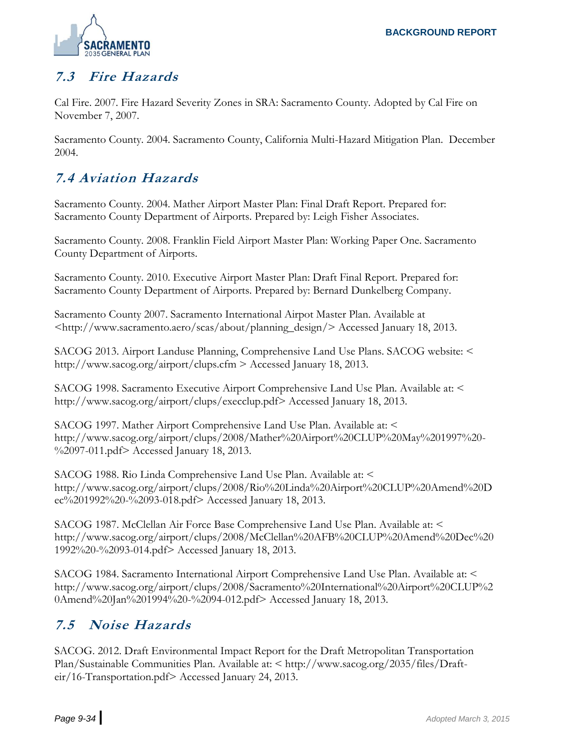## *7.3 Fire Hazards*

Cal Fire. 2007. Fire Hazard Severity Zones in SRA: Sacramento County. Adopted by Cal Fire on November 7, 2007.

Sacramento County. 2004. Sacramento County, California Multi-Hazard Mitigation Plan. December 2004.

## *7.4 Aviation Hazards*

Sacramento County. 2004. Mather Airport Master Plan: Final Draft Report. Prepared for: Sacramento County Department of Airports. Prepared by: Leigh Fisher Associates.

Sacramento County. 2008. Franklin Field Airport Master Plan: Working Paper One. Sacramento County Department of Airports.

Sacramento County. 2010. Executive Airport Master Plan: Draft Final Report. Prepared for: Sacramento County Department of Airports. Prepared by: Bernard Dunkelberg Company.

Sacramento County 2007. Sacramento International Airpot Master Plan. Available at <http://www.sacramento.aero/scas/about/planning_design/> Accessed January 18, 2013.

SACOG 2013. Airport Landuse Planning, Comprehensive Land Use Plans. SACOG website: < http://www.sacog.org/airport/clups.cfm > Accessed January 18, 2013.

SACOG 1998. Sacramento Executive Airport Comprehensive Land Use Plan. Available at: < http://www.sacog.org/airport/clups/execclup.pdf> Accessed January 18, 2013.

SACOG 1997. Mather Airport Comprehensive Land Use Plan. Available at: < http://www.sacog.org/airport/clups/2008/Mather%20Airport%20CLUP%20May%201997%20-%2097-011.pdf> Accessed January 18, 2013.

SACOG 1988. Rio Linda Comprehensive Land Use Plan. Available at: < http://www.sacog.org/airport/clups/2008/Rio%20Linda%20Airport%20CLUP%20Amend%20Dec%201992%20-%2093-018.pdf> Accessed January 18, 2013.

SACOG 1987. McClellan Air Force Base Comprehensive Land Use Plan. Available at: < http://www.sacog.org/airport/clups/2008/McClellan%20AFB%20CLUP%20Amend%20Dec%201992%20-%2093-014.pdf> Accessed January 18, 2013.

SACOG 1984. Sacramento International Airport Comprehensive Land Use Plan. Available at: < http://www.sacog.org/airport/clups/2008/Sacramento%20International%20Airport%20CLUP%20Amend%20Jan%201994%20-%2094-012.pdf> Accessed January 18, 2013.

## *7.5 Noise Hazards*

SACOG. 2012. Draft Environmental Impact Report for the Draft Metropolitan Transportation Plan/Sustainable Communities Plan. Available at: < http://www.sacog.org/2035/files/Draft-eir/16-Transportation.pdf> Accessed January 24, 2013.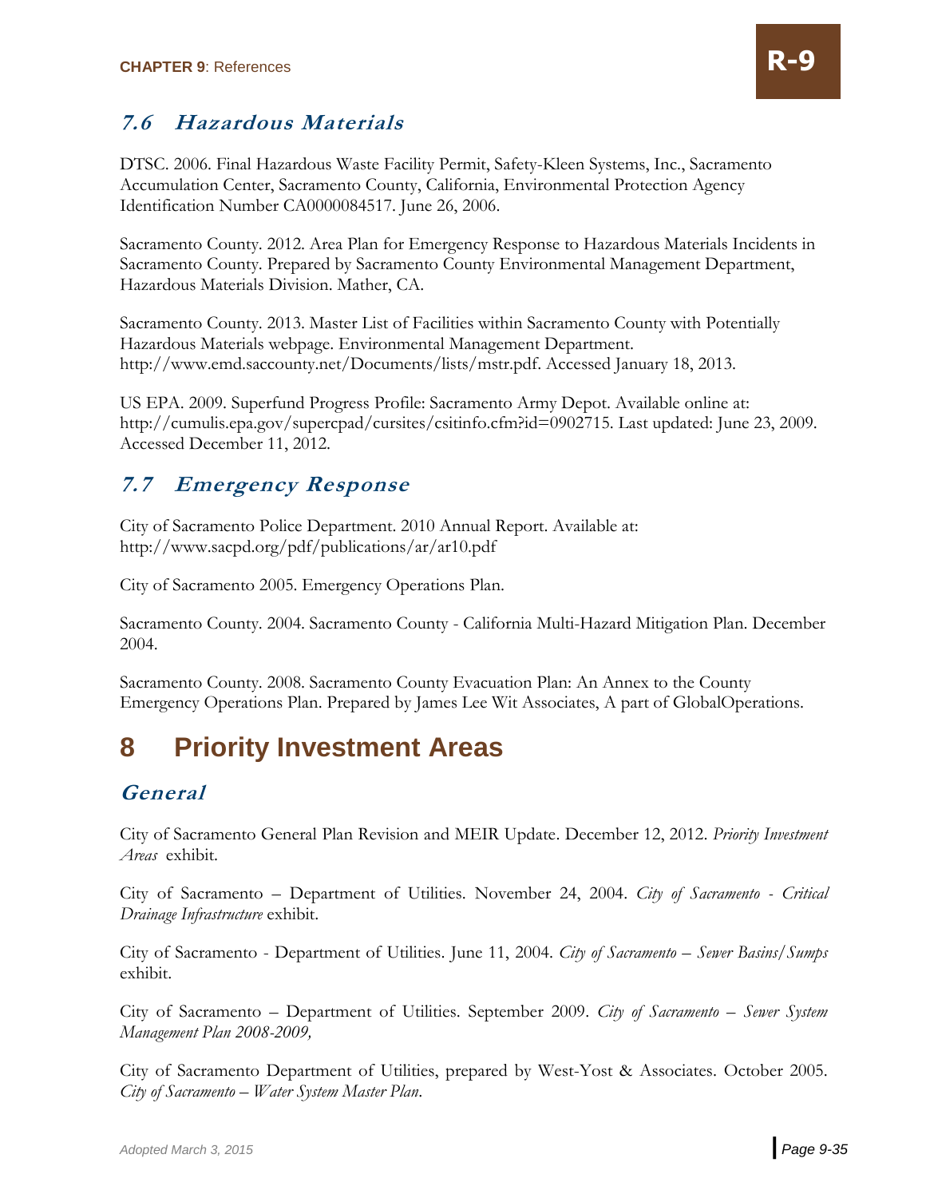### 7.6 Hazardous Materials

DTSC. 2006. Final Hazardous Waste Facility Permit, Safety-Kleen Systems, Inc., Sacramento Accumulation Center, Sacramento County, California, Environmental Protection Agency Identification Number CA0000084517. June 26, 2006.

Sacramento County. 2012. Area Plan for Emergency Response to Hazardous Materials Incidents in Sacramento County. Prepared by Sacramento County Environmental Management Department, Hazardous Materials Division. Mather, CA.

Sacramento County. 2013. Master List of Facilities within Sacramento County with Potentially Hazardous Materials webpage. Environmental Management Department. http://www.emd.saccounty.net/Documents/lists/mstr.pdf. Accessed January 18, 2013.

US EPA. 2009. Superfund Progress Profile: Sacramento Army Depot. Available online at: http://cumulis.epa.gov/supercpad/cursites/csitinfo.cfm?id=0902715. Last updated: June 23, 2009. Accessed December 11, 2012.

### 7.7 Emergency Response

City of Sacramento Police Department. 2010 Annual Report. Available at: http://www.sacpd.org/pdf/publications/ar/ar10.pdf

City of Sacramento 2005. Emergency Operations Plan.

Sacramento County. 2004. Sacramento County - California Multi-Hazard Mitigation Plan. December 2004.

Sacramento County. 2008. Sacramento County Evacuation Plan: An Annex to the County Emergency Operations Plan. Prepared by James Lee Wit Associates, A part of GlobalOperations.

## 8 Priority Investment Areas

### General

City of Sacramento General Plan Revision and MEIR Update. December 12, 2012. *Priority Investment Areas* exhibit.

City of Sacramento – Department of Utilities. November 24, 2004. *City of Sacramento - Critical Drainage Infrastructure* exhibit.

City of Sacramento - Department of Utilities. June 11, 2004. *City of Sacramento – Sewer Basins/Sumps* exhibit.

City of Sacramento – Department of Utilities. September 2009. *City of Sacramento – Sewer System Management Plan 2008-2009,*

City of Sacramento Department of Utilities, prepared by West-Yost & Associates. October 2005. *City of Sacramento – Water System Master Plan*.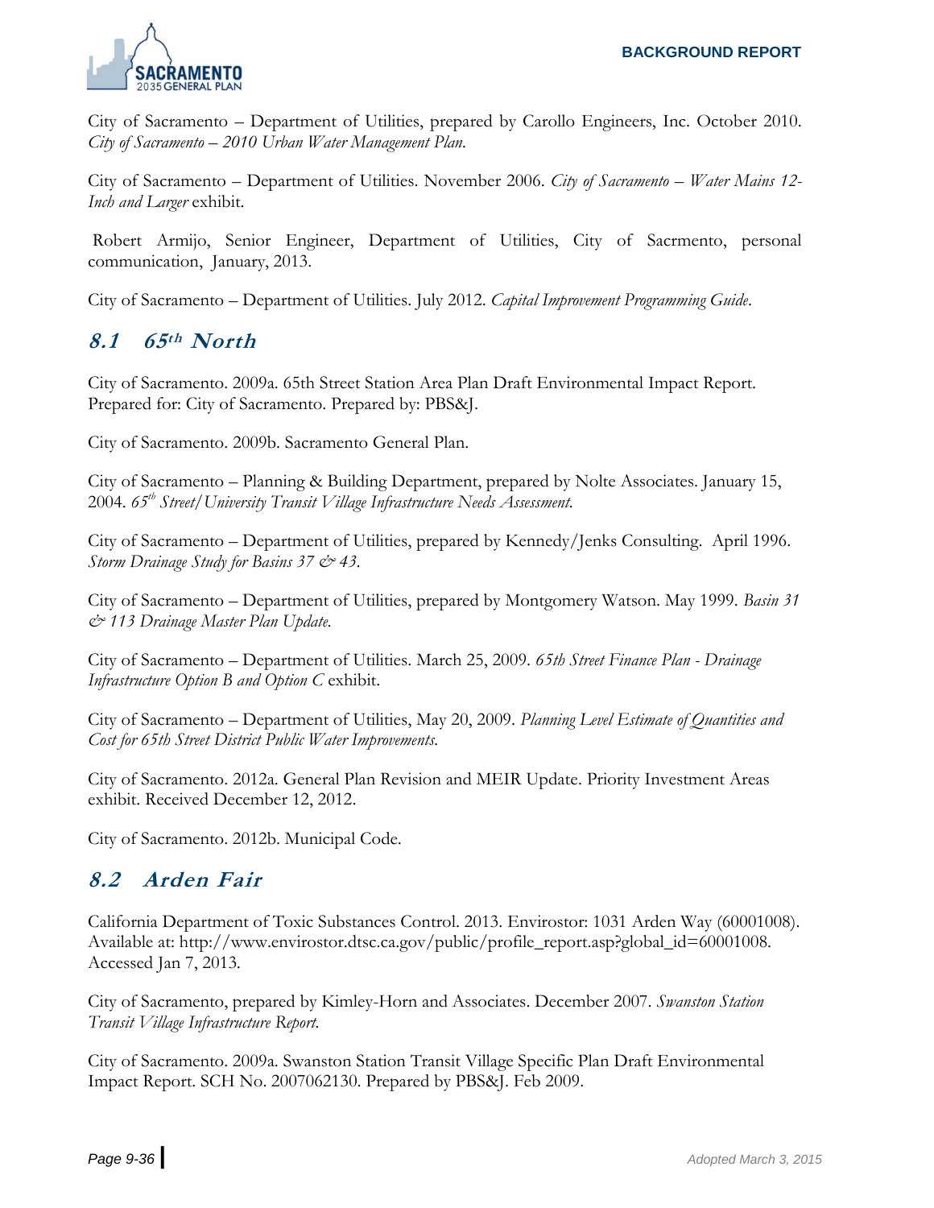City of Sacramento – Department of Utilities, prepared by Carollo Engineers, Inc. October 2010. *City of Sacramento – 2010 Urban Water Management Plan*.

City of Sacramento – Department of Utilities. November 2006. *City of Sacramento – Water Mains 12-Inch and Larger* exhibit.

Robert Armijo, Senior Engineer, Department of Utilities, City of Sacrmento, personal communication, January, 2013.

City of Sacramento – Department of Utilities. July 2012. *Capital Improvement Programming Guide*.

## 8.1 65th North

City of Sacramento. 2009a. 65th Street Station Area Plan Draft Environmental Impact Report. Prepared for: City of Sacramento. Prepared by: PBS&J.

City of Sacramento. 2009b. Sacramento General Plan.

City of Sacramento – Planning & Building Department, prepared by Nolte Associates. January 15, 2004. *65th Street/University Transit Village Infrastructure Needs Assessment*.

City of Sacramento – Department of Utilities, prepared by Kennedy/Jenks Consulting. April 1996. *Storm Drainage Study for Basins 37 & 43*.

City of Sacramento – Department of Utilities, prepared by Montgomery Watson. May 1999. *Basin 31 & 113 Drainage Master Plan Update*.

City of Sacramento – Department of Utilities. March 25, 2009. *65th Street Finance Plan - Drainage Infrastructure Option B and Option C* exhibit.

City of Sacramento – Department of Utilities, May 20, 2009. *Planning Level Estimate of Quantities and Cost for 65th Street District Public Water Improvements*.

City of Sacramento. 2012a. General Plan Revision and MEIR Update. Priority Investment Areas exhibit. Received December 12, 2012.

City of Sacramento. 2012b. Municipal Code.

## 8.2 Arden Fair

California Department of Toxic Substances Control. 2013. Envirostor: 1031 Arden Way (60001008). Available at: http://www.envirostor.dtsc.ca.gov/public/profile_report.asp?global_id=60001008. Accessed Jan 7, 2013.

City of Sacramento, prepared by Kimley-Horn and Associates. December 2007. *Swanston Station Transit Village Infrastructure Report*.

City of Sacramento. 2009a. Swanston Station Transit Village Specific Plan Draft Environmental Impact Report. SCH No. 2007062130. Prepared by PBS&J. Feb 2009.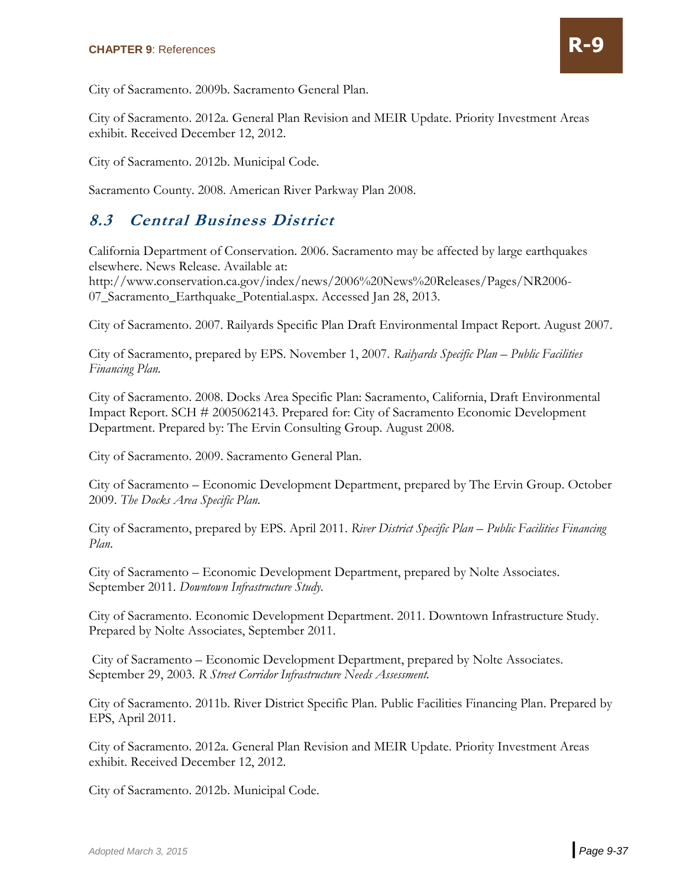City of Sacramento. 2009b. Sacramento General Plan.

City of Sacramento. 2012a. General Plan Revision and MEIR Update. Priority Investment Areas exhibit. Received December 12, 2012.

City of Sacramento. 2012b. Municipal Code.

Sacramento County. 2008. American River Parkway Plan 2008.

## *8.3 Central Business District*

California Department of Conservation. 2006. Sacramento may be affected by large earthquakes elsewhere. News Release. Available at: http://www.conservation.ca.gov/index/news/2006%20News%20Releases/Pages/NR2006-07_Sacramento_Earthquake_Potential.aspx. Accessed Jan 28, 2013.

City of Sacramento. 2007. Railyards Specific Plan Draft Environmental Impact Report. August 2007.

City of Sacramento, prepared by EPS. November 1, 2007. *Railyards Specific Plan – Public Facilities Financing Plan.*

City of Sacramento. 2008. Docks Area Specific Plan: Sacramento, California, Draft Environmental Impact Report. SCH # 2005062143. Prepared for: City of Sacramento Economic Development Department. Prepared by: The Ervin Consulting Group. August 2008.

City of Sacramento. 2009. Sacramento General Plan.

City of Sacramento – Economic Development Department, prepared by The Ervin Group. October 2009. *The Docks Area Specific Plan.*

City of Sacramento, prepared by EPS. April 2011. *River District Specific Plan – Public Facilities Financing Plan.*

City of Sacramento – Economic Development Department, prepared by Nolte Associates. September 2011. *Downtown Infrastructure Study.*

City of Sacramento. Economic Development Department. 2011. Downtown Infrastructure Study. Prepared by Nolte Associates, September 2011.

City of Sacramento – Economic Development Department, prepared by Nolte Associates. September 29, 2003. *R Street Corridor Infrastructure Needs Assessment.*

City of Sacramento. 2011b. River District Specific Plan. Public Facilities Financing Plan. Prepared by EPS, April 2011.

City of Sacramento. 2012a. General Plan Revision and MEIR Update. Priority Investment Areas exhibit. Received December 12, 2012.

City of Sacramento. 2012b. Municipal Code.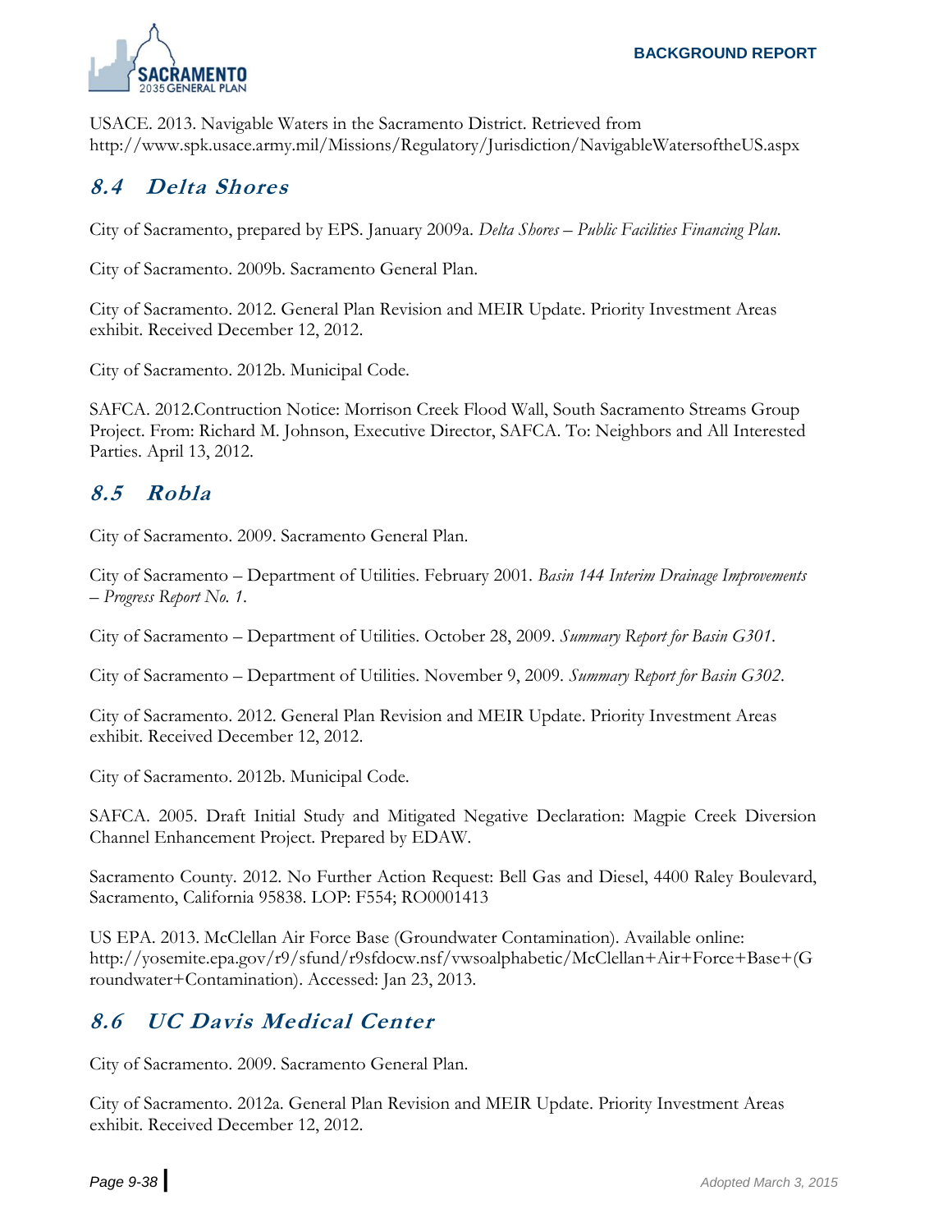USACE. 2013. Navigable Waters in the Sacramento District. Retrieved from http://www.spk.usace.army.mil/Missions/Regulatory/Jurisdiction/NavigableWatersoftheUS.aspx

## 8.4 Delta Shores

City of Sacramento, prepared by EPS. January 2009a. *Delta Shores – Public Facilities Financing Plan.*

City of Sacramento. 2009b. Sacramento General Plan.

City of Sacramento. 2012. General Plan Revision and MEIR Update. Priority Investment Areas exhibit. Received December 12, 2012.

City of Sacramento. 2012b. Municipal Code.

SAFCA. 2012.Contruction Notice: Morrison Creek Flood Wall, South Sacramento Streams Group Project. From: Richard M. Johnson, Executive Director, SAFCA. To: Neighbors and All Interested Parties. April 13, 2012.

## 8.5 Robla

City of Sacramento. 2009. Sacramento General Plan.

City of Sacramento – Department of Utilities. February 2001. *Basin 144 Interim Drainage Improvements – Progress Report No. 1*.

City of Sacramento – Department of Utilities. October 28, 2009. *Summary Report for Basin G301*.

City of Sacramento – Department of Utilities. November 9, 2009. *Summary Report for Basin G302*.

City of Sacramento. 2012. General Plan Revision and MEIR Update. Priority Investment Areas exhibit. Received December 12, 2012.

City of Sacramento. 2012b. Municipal Code.

SAFCA. 2005. Draft Initial Study and Mitigated Negative Declaration: Magpie Creek Diversion Channel Enhancement Project. Prepared by EDAW.

Sacramento County. 2012. No Further Action Request: Bell Gas and Diesel, 4400 Raley Boulevard, Sacramento, California 95838. LOP: F554; RO0001413

US EPA. 2013. McClellan Air Force Base (Groundwater Contamination). Available online: http://yosemite.epa.gov/r9/sfund/r9sfdocw.nsf/vwsoalphabetic/McClellan+Air+Force+Base+(Groundwater+Contamination). Accessed: Jan 23, 2013.

## 8.6 UC Davis Medical Center

City of Sacramento. 2009. Sacramento General Plan.

City of Sacramento. 2012a. General Plan Revision and MEIR Update. Priority Investment Areas exhibit. Received December 12, 2012.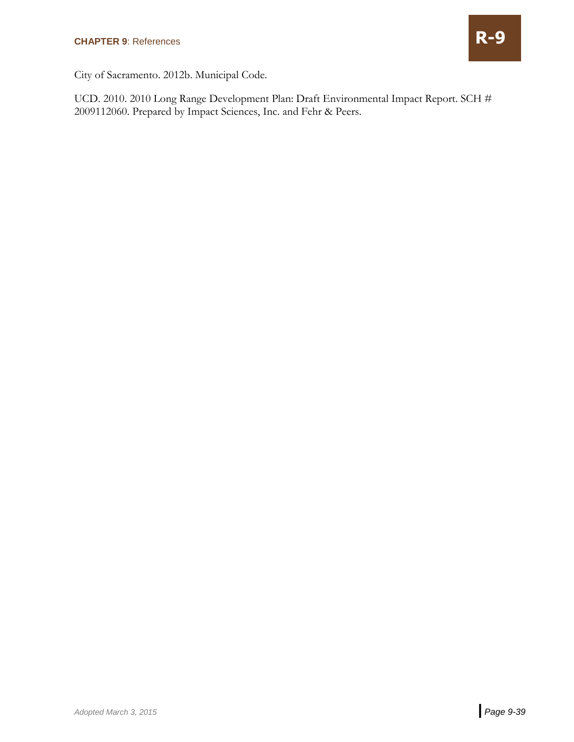City of Sacramento. 2012b. Municipal Code.

UCD. 2010. 2010 Long Range Development Plan: Draft Environmental Impact Report. SCH # 2009112060. Prepared by Impact Sciences, Inc. and Fehr & Peers.